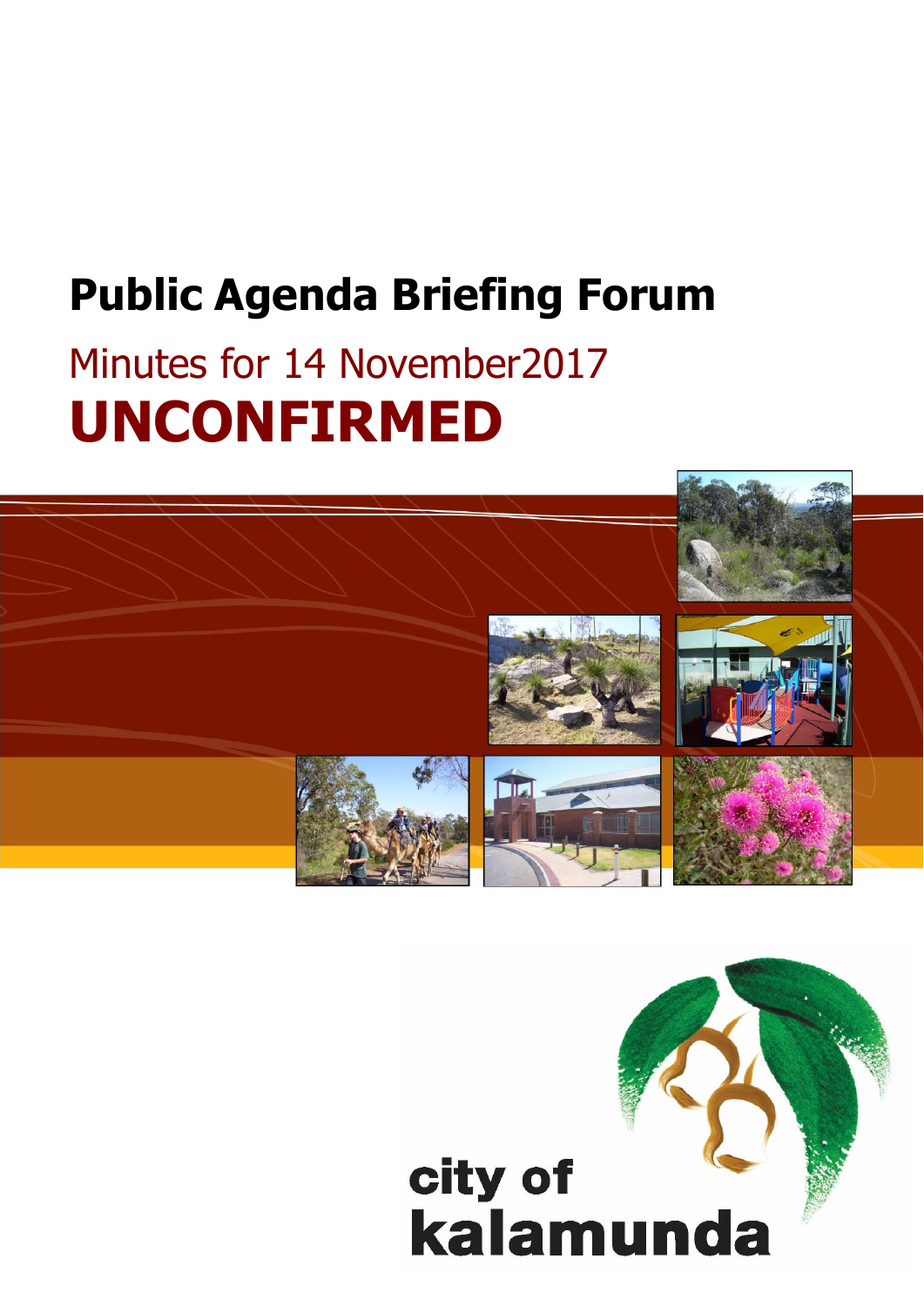# Public Agenda Briefing Forum

## Minutes for 14 November2017

# UNCONFIRMED

city of kalamunda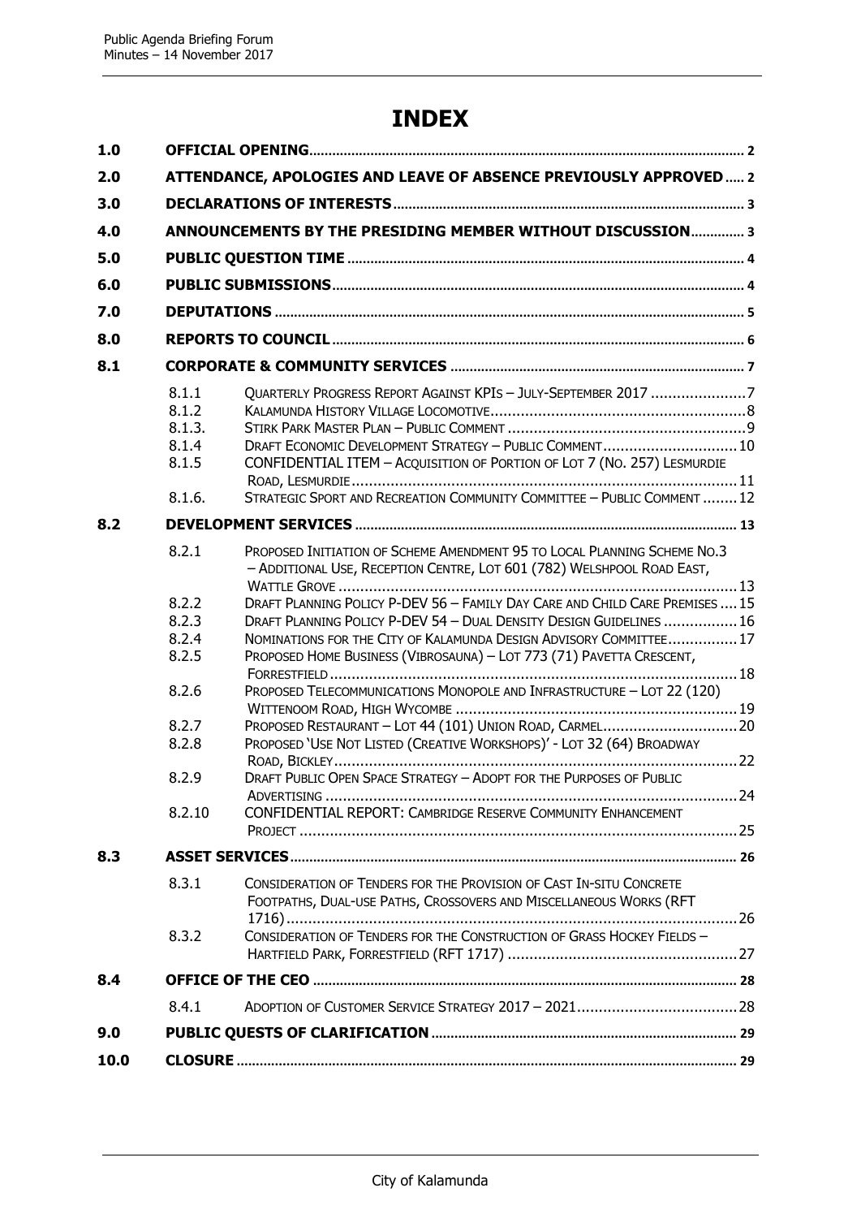# INDEX

| | | | |
|---|---|---|---|
| 1.0 | **OFFICIAL OPENING** | | 2 |
| 2.0 | **ATTENDANCE, APOLOGIES AND LEAVE OF ABSENCE PREVIOUSLY APPROVED** | | 2 |
| 3.0 | **DECLARATIONS OF INTERESTS** | | 3 |
| 4.0 | **ANNOUNCEMENTS BY THE PRESIDING MEMBER WITHOUT DISCUSSION** | | 3 |
| 5.0 | **PUBLIC QUESTION TIME** | | 4 |
| 6.0 | **PUBLIC SUBMISSIONS** | | 4 |
| 7.0 | **DEPUTATIONS** | | 5 |
| 8.0 | **REPORTS TO COUNCIL** | | 6 |
| 8.1 | **CORPORATE & COMMUNITY SERVICES** | | 7 |
| | 8.1.1 | QUARTERLY PROGRESS REPORT AGAINST KPIS – JULY-SEPTEMBER 2017 | 7 |
| | 8.1.2 | KALAMUNDA HISTORY VILLAGE LOCOMOTIVE | 8 |
| | 8.1.3. | STIRK PARK MASTER PLAN – PUBLIC COMMENT | 9 |
| | 8.1.4 | DRAFT ECONOMIC DEVELOPMENT STRATEGY – PUBLIC COMMENT | 10 |
| | 8.1.5 | CONFIDENTIAL ITEM – ACQUISITION OF PORTION OF LOT 7 (NO. 257) LESMURDIE ROAD, LESMURDIE | 11 |
| | 8.1.6. | STRATEGIC SPORT AND RECREATION COMMUNITY COMMITTEE – PUBLIC COMMENT | 12 |
| 8.2 | **DEVELOPMENT SERVICES** | | 13 |
| | 8.2.1 | PROPOSED INITIATION OF SCHEME AMENDMENT 95 TO LOCAL PLANNING SCHEME NO.3 – ADDITIONAL USE, RECEPTION CENTRE, LOT 601 (782) WELSHPOOL ROAD EAST, WATTLE GROVE | 13 |
| | 8.2.2 | DRAFT PLANNING POLICY P-DEV 56 – FAMILY DAY CARE AND CHILD CARE PREMISES | 15 |
| | 8.2.3 | DRAFT PLANNING POLICY P-DEV 54 – DUAL DENSITY DESIGN GUIDELINES | 16 |
| | 8.2.4 | NOMINATIONS FOR THE CITY OF KALAMUNDA DESIGN ADVISORY COMMITTEE | 17 |
| | 8.2.5 | PROPOSED HOME BUSINESS (VIBROSAUNA) – LOT 773 (71) PAVETTA CRESCENT, FORRESTFIELD | 18 |
| | 8.2.6 | PROPOSED TELECOMMUNICATIONS MONOPOLE AND INFRASTRUCTURE – LOT 22 (120) WITTENOOM ROAD, HIGH WYCOMBE | 19 |
| | 8.2.7 | PROPOSED RESTAURANT – LOT 44 (101) UNION ROAD, CARMEL | 20 |
| | 8.2.8 | PROPOSED 'USE NOT LISTED (CREATIVE WORKSHOPS)' - LOT 32 (64) BROADWAY ROAD, BICKLEY | 22 |
| | 8.2.9 | DRAFT PUBLIC OPEN SPACE STRATEGY – ADOPT FOR THE PURPOSES OF PUBLIC ADVERTISING | 24 |
| | 8.2.10 | CONFIDENTIAL REPORT: CAMBRIDGE RESERVE COMMUNITY ENHANCEMENT PROJECT | 25 |
| 8.3 | **ASSET SERVICES** | | 26 |
| | 8.3.1 | CONSIDERATION OF TENDERS FOR THE PROVISION OF CAST IN-SITU CONCRETE FOOTPATHS, DUAL-USE PATHS, CROSSOVERS AND MISCELLANEOUS WORKS (RFT 1716) | 26 |
| | 8.3.2 | CONSIDERATION OF TENDERS FOR THE CONSTRUCTION OF GRASS HOCKEY FIELDS – HARTFIELD PARK, FORRESTFIELD (RFT 1717) | 27 |
| 8.4 | **OFFICE OF THE CEO** | | 28 |
| | 8.4.1 | ADOPTION OF CUSTOMER SERVICE STRATEGY 2017 – 2021 | 28 |
| 9.0 | **PUBLIC QUESTS OF CLARIFICATION** | | 29 |
| 10.0 | **CLOSURE** | | 29 |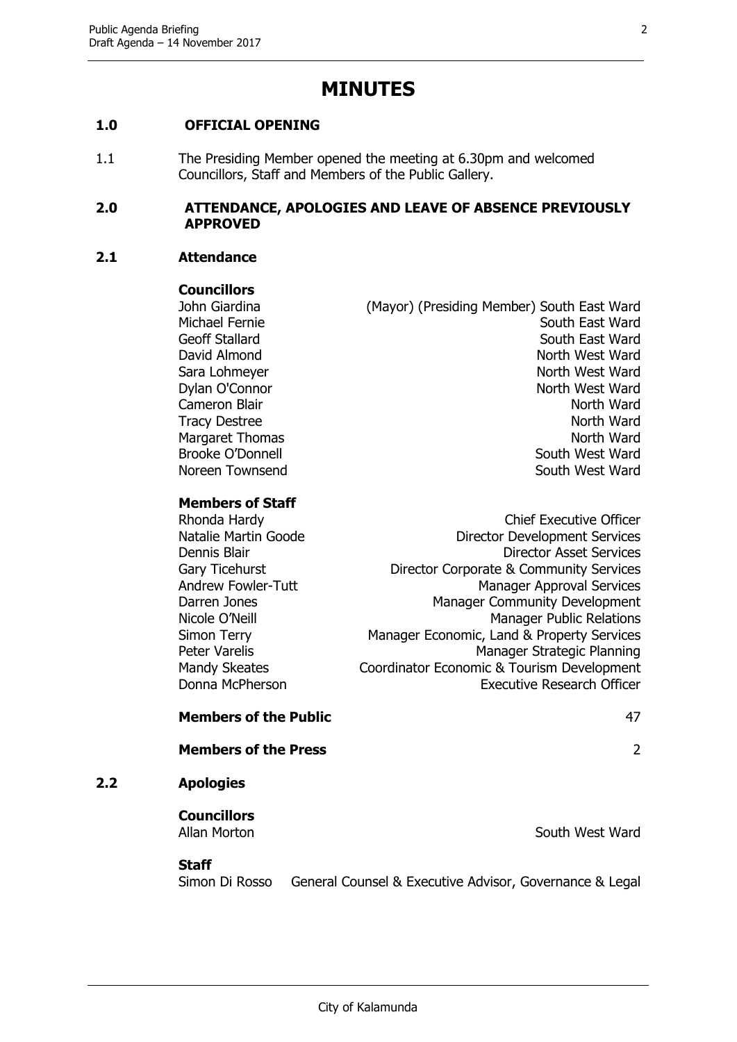# MINUTES

## 1.0 OFFICIAL OPENING

1.1 The Presiding Member opened the meeting at 6.30pm and welcomed Councillors, Staff and Members of the Public Gallery.

## 2.0 ATTENDANCE, APOLOGIES AND LEAVE OF ABSENCE PREVIOUSLY APPROVED

### 2.1 Attendance

**Councillors**

| | |
|---|---|
| John Giardina | (Mayor) (Presiding Member) South East Ward |
| Michael Fernie | South East Ward |
| Geoff Stallard | South East Ward |
| David Almond | North West Ward |
| Sara Lohmeyer | North West Ward |
| Dylan O'Connor | North West Ward |
| Cameron Blair | North Ward |
| Tracy Destree | North Ward |
| Margaret Thomas | North Ward |
| Brooke O'Donnell | South West Ward |
| Noreen Townsend | South West Ward |

**Members of Staff**

| | |
|---|---|
| Rhonda Hardy | Chief Executive Officer |
| Natalie Martin Goode | Director Development Services |
| Dennis Blair | Director Asset Services |
| Gary Ticehurst | Director Corporate & Community Services |
| Andrew Fowler-Tutt | Manager Approval Services |
| Darren Jones | Manager Community Development |
| Nicole O'Neill | Manager Public Relations |
| Simon Terry | Manager Economic, Land & Property Services |
| Peter Varelis | Manager Strategic Planning |
| Mandy Skeates | Coordinator Economic & Tourism Development |
| Donna McPherson | Executive Research Officer |

**Members of the Public** 47

**Members of the Press** 2

### 2.2 Apologies

**Councillors**

Allan Morton South West Ward

**Staff**

Simon Di Rosso General Counsel & Executive Advisor, Governance & Legal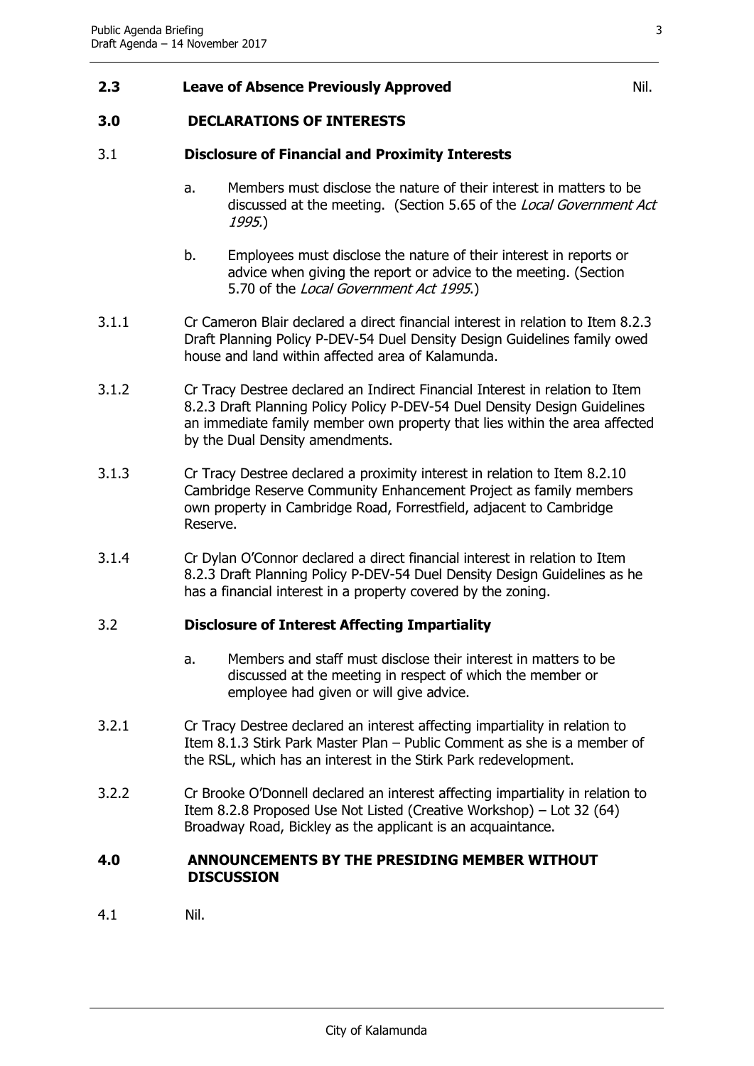## 2.3 Leave of Absence Previously Approved

Nil.

## 3.0 DECLARATIONS OF INTERESTS

### 3.1 Disclosure of Financial and Proximity Interests

a. Members must disclose the nature of their interest in matters to be discussed at the meeting. (Section 5.65 of the *Local Government Act 1995*.)

b. Employees must disclose the nature of their interest in reports or advice when giving the report or advice to the meeting. (Section 5.70 of the *Local Government Act 1995*.)

3.1.1 Cr Cameron Blair declared a direct financial interest in relation to Item 8.2.3 Draft Planning Policy P-DEV-54 Duel Density Design Guidelines family owed house and land within affected area of Kalamunda.

3.1.2 Cr Tracy Destree declared an Indirect Financial Interest in relation to Item 8.2.3 Draft Planning Policy Policy P-DEV-54 Duel Density Design Guidelines an immediate family member own property that lies within the area affected by the Dual Density amendments.

3.1.3 Cr Tracy Destree declared a proximity interest in relation to Item 8.2.10 Cambridge Reserve Community Enhancement Project as family members own property in Cambridge Road, Forrestfield, adjacent to Cambridge Reserve.

3.1.4 Cr Dylan O'Connor declared a direct financial interest in relation to Item 8.2.3 Draft Planning Policy P-DEV-54 Duel Density Design Guidelines as he has a financial interest in a property covered by the zoning.

### 3.2 Disclosure of Interest Affecting Impartiality

a. Members and staff must disclose their interest in matters to be discussed at the meeting in respect of which the member or employee had given or will give advice.

3.2.1 Cr Tracy Destree declared an interest affecting impartiality in relation to Item 8.1.3 Stirk Park Master Plan – Public Comment as she is a member of the RSL, which has an interest in the Stirk Park redevelopment.

3.2.2 Cr Brooke O'Donnell declared an interest affecting impartiality in relation to Item 8.2.8 Proposed Use Not Listed (Creative Workshop) – Lot 32 (64) Broadway Road, Bickley as the applicant is an acquaintance.

## 4.0 ANNOUNCEMENTS BY THE PRESIDING MEMBER WITHOUT DISCUSSION

4.1 Nil.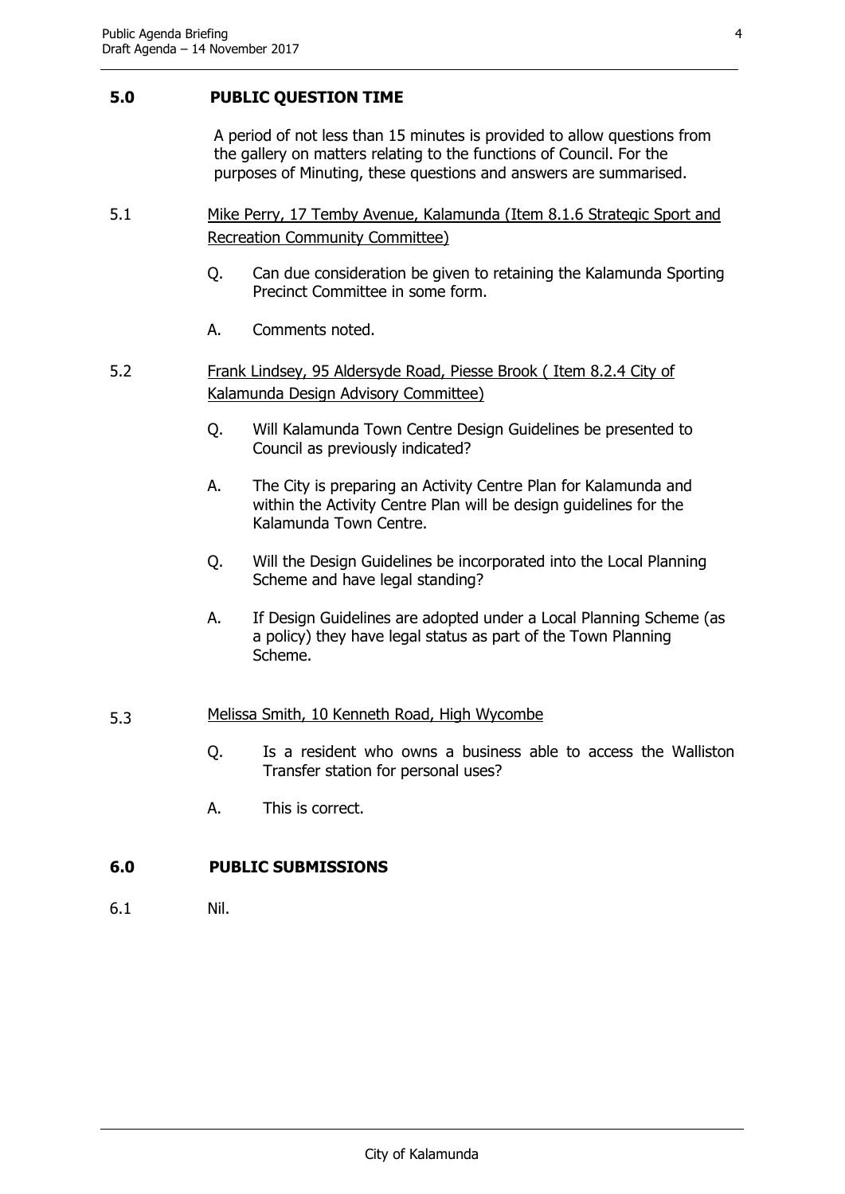## 5.0 PUBLIC QUESTION TIME

A period of not less than 15 minutes is provided to allow questions from the gallery on matters relating to the functions of Council. For the purposes of Minuting, these questions and answers are summarised.

5.1 Mike Perry, 17 Temby Avenue, Kalamunda (Item 8.1.6 Strategic Sport and Recreation Community Committee)

Q. Can due consideration be given to retaining the Kalamunda Sporting Precinct Committee in some form.

A. Comments noted.

5.2 Frank Lindsey, 95 Aldersyde Road, Piesse Brook ( Item 8.2.4 City of Kalamunda Design Advisory Committee)

Q. Will Kalamunda Town Centre Design Guidelines be presented to Council as previously indicated?

A. The City is preparing an Activity Centre Plan for Kalamunda and within the Activity Centre Plan will be design guidelines for the Kalamunda Town Centre.

Q. Will the Design Guidelines be incorporated into the Local Planning Scheme and have legal standing?

A. If Design Guidelines are adopted under a Local Planning Scheme (as a policy) they have legal status as part of the Town Planning Scheme.

5.3 Melissa Smith, 10 Kenneth Road, High Wycombe

Q. Is a resident who owns a business able to access the Walliston Transfer station for personal uses?

A. This is correct.

## 6.0 PUBLIC SUBMISSIONS

6.1 Nil.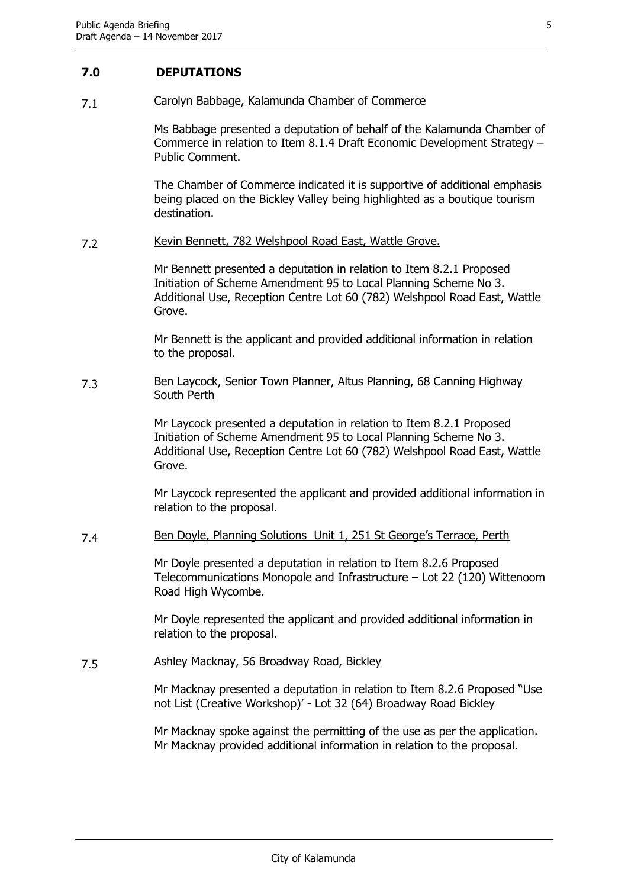## 7.0 DEPUTATIONS

### 7.1 Carolyn Babbage, Kalamunda Chamber of Commerce

Ms Babbage presented a deputation of behalf of the Kalamunda Chamber of Commerce in relation to Item 8.1.4 Draft Economic Development Strategy – Public Comment.

The Chamber of Commerce indicated it is supportive of additional emphasis being placed on the Bickley Valley being highlighted as a boutique tourism destination.

### 7.2 Kevin Bennett, 782 Welshpool Road East, Wattle Grove.

Mr Bennett presented a deputation in relation to Item 8.2.1 Proposed Initiation of Scheme Amendment 95 to Local Planning Scheme No 3. Additional Use, Reception Centre Lot 60 (782) Welshpool Road East, Wattle Grove.

Mr Bennett is the applicant and provided additional information in relation to the proposal.

### 7.3 Ben Laycock, Senior Town Planner, Altus Planning, 68 Canning Highway South Perth

Mr Laycock presented a deputation in relation to Item 8.2.1 Proposed Initiation of Scheme Amendment 95 to Local Planning Scheme No 3. Additional Use, Reception Centre Lot 60 (782) Welshpool Road East, Wattle Grove.

Mr Laycock represented the applicant and provided additional information in relation to the proposal.

### 7.4 Ben Doyle, Planning Solutions Unit 1, 251 St George's Terrace, Perth

Mr Doyle presented a deputation in relation to Item 8.2.6 Proposed Telecommunications Monopole and Infrastructure – Lot 22 (120) Wittenoom Road High Wycombe.

Mr Doyle represented the applicant and provided additional information in relation to the proposal.

### 7.5 Ashley Macknay, 56 Broadway Road, Bickley

Mr Macknay presented a deputation in relation to Item 8.2.6 Proposed "Use not List (Creative Workshop)' - Lot 32 (64) Broadway Road Bickley

Mr Macknay spoke against the permitting of the use as per the application. Mr Macknay provided additional information in relation to the proposal.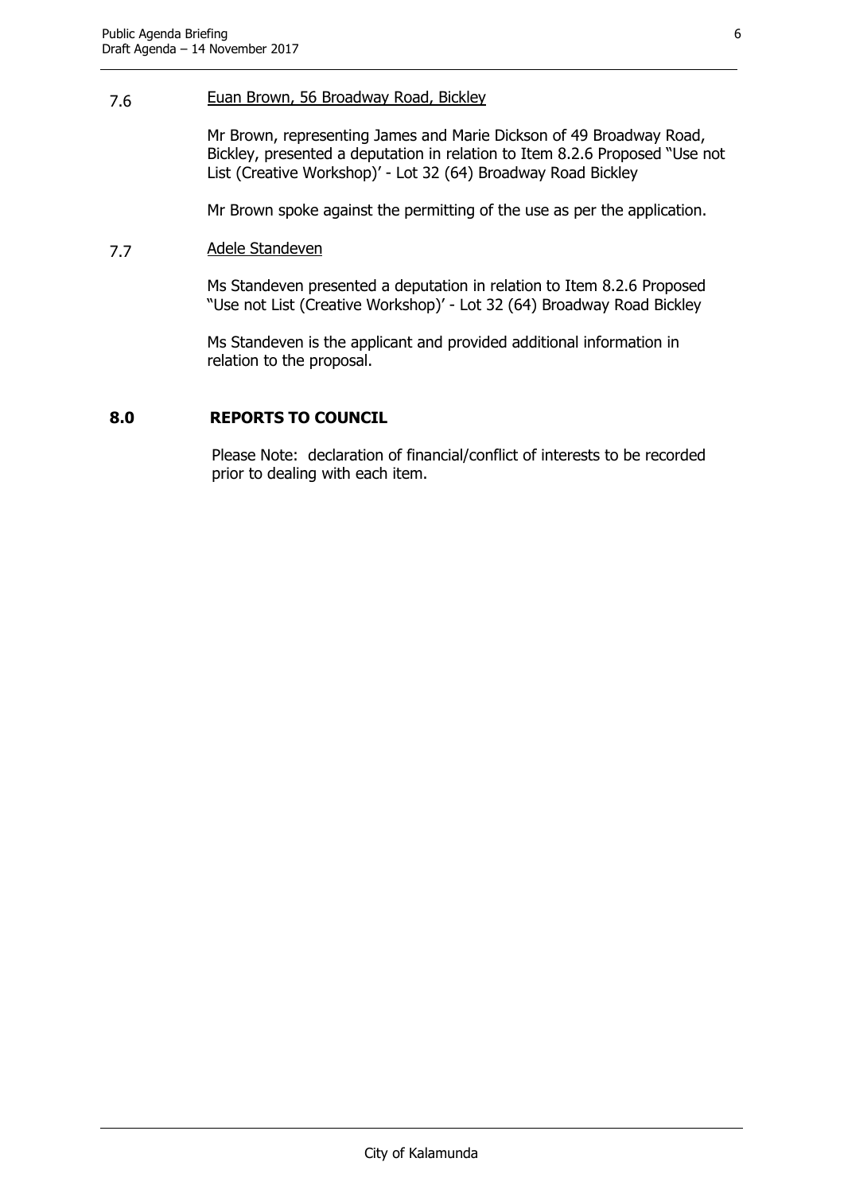7.6 Euan Brown, 56 Broadway Road, Bickley

Mr Brown, representing James and Marie Dickson of 49 Broadway Road, Bickley, presented a deputation in relation to Item 8.2.6 Proposed "Use not List (Creative Workshop)' - Lot 32 (64) Broadway Road Bickley

Mr Brown spoke against the permitting of the use as per the application.

7.7 Adele Standeven

Ms Standeven presented a deputation in relation to Item 8.2.6 Proposed "Use not List (Creative Workshop)' - Lot 32 (64) Broadway Road Bickley

Ms Standeven is the applicant and provided additional information in relation to the proposal.

## 8.0 REPORTS TO COUNCIL

Please Note: declaration of financial/conflict of interests to be recorded prior to dealing with each item.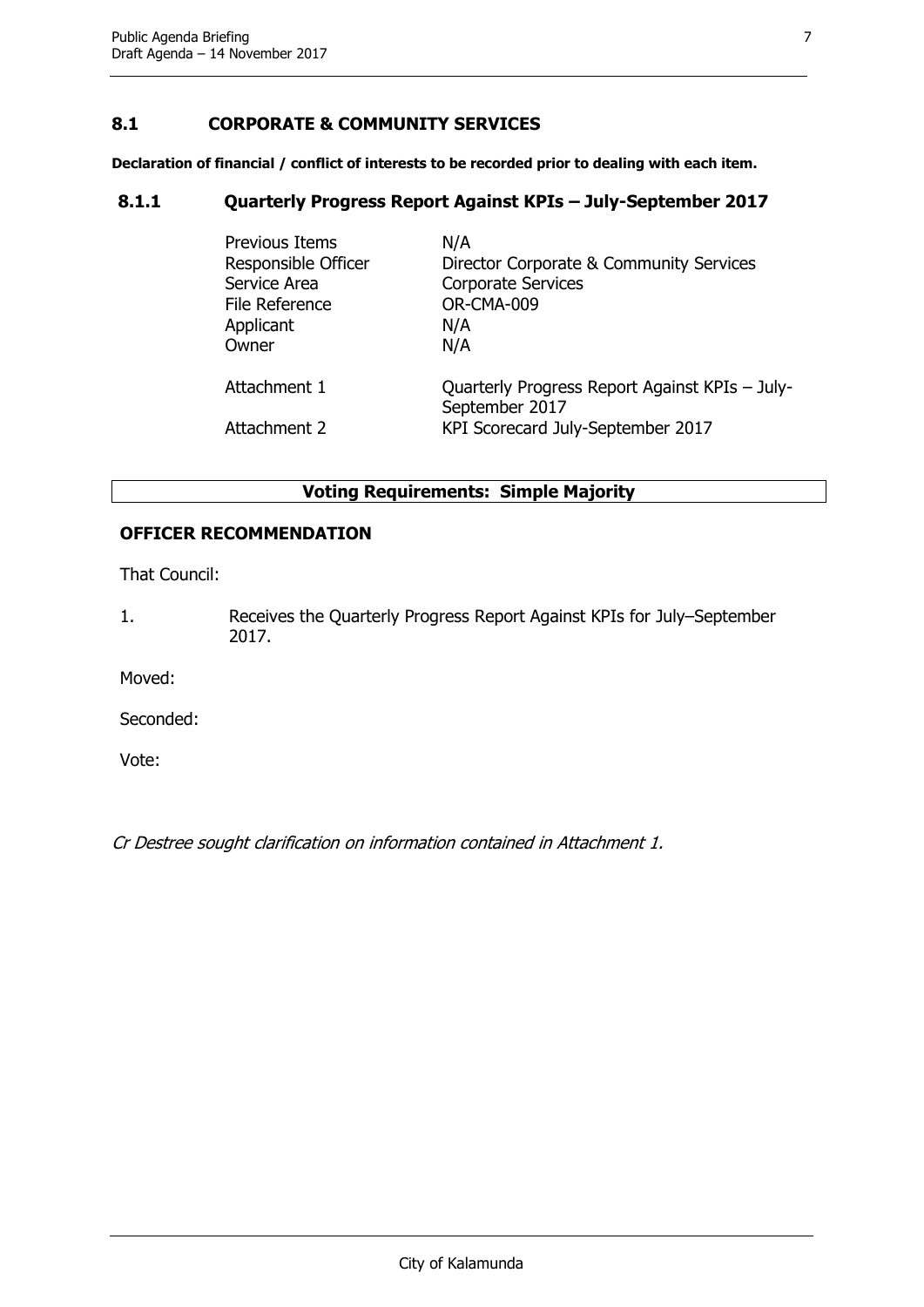## 8.1 CORPORATE & COMMUNITY SERVICES

**Declaration of financial / conflict of interests to be recorded prior to dealing with each item.**

### 8.1.1 Quarterly Progress Report Against KPIs – July-September 2017

| | |
|---|---|
| Previous Items | N/A |
| Responsible Officer | Director Corporate & Community Services |
| Service Area | Corporate Services |
| File Reference | OR-CMA-009 |
| Applicant | N/A |
| Owner | N/A |
| Attachment 1 | Quarterly Progress Report Against KPIs – July-September 2017 |
| Attachment 2 | KPI Scorecard July-September 2017 |

**Voting Requirements: Simple Majority**

**OFFICER RECOMMENDATION**

That Council:

1. Receives the Quarterly Progress Report Against KPIs for July–September 2017.

Moved:

Seconded:

Vote:

*Cr Destree sought clarification on information contained in Attachment 1.*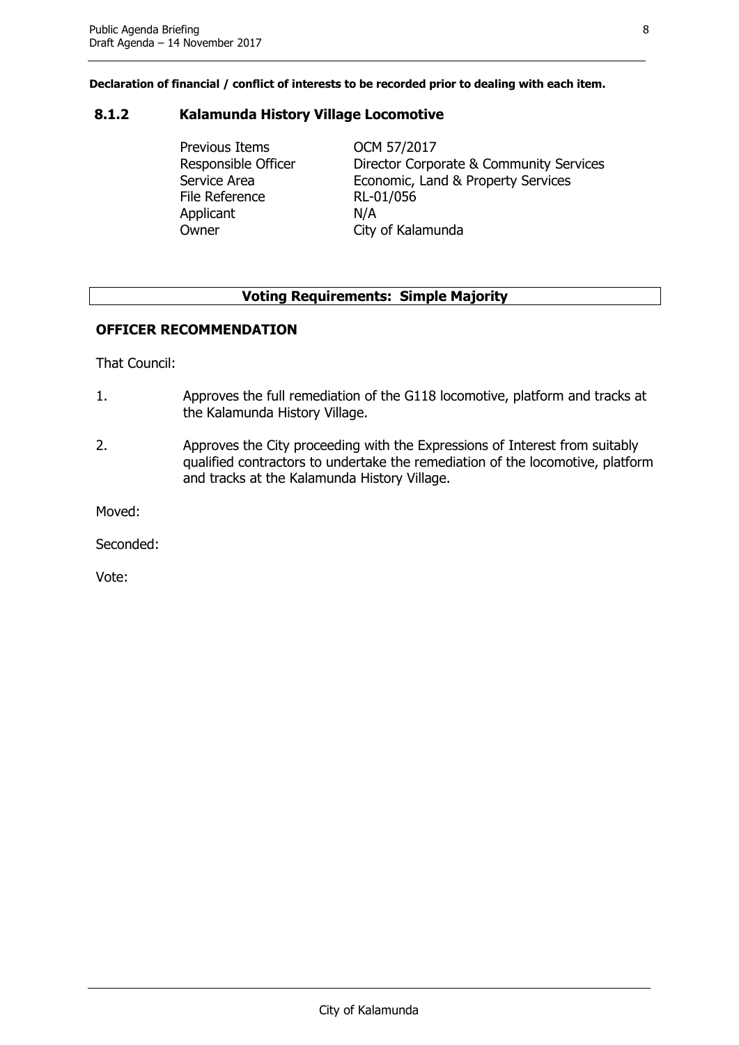**Declaration of financial / conflict of interests to be recorded prior to dealing with each item.**

## 8.1.2 Kalamunda History Village Locomotive

| | |
|---|---|
| Previous Items | OCM 57/2017 |
| Responsible Officer | Director Corporate & Community Services |
| Service Area | Economic, Land & Property Services |
| File Reference | RL-01/056 |
| Applicant | N/A |
| Owner | City of Kalamunda |

**Voting Requirements: Simple Majority**

### OFFICER RECOMMENDATION

That Council:

1. Approves the full remediation of the G118 locomotive, platform and tracks at the Kalamunda History Village.
2. Approves the City proceeding with the Expressions of Interest from suitably qualified contractors to undertake the remediation of the locomotive, platform and tracks at the Kalamunda History Village.

Moved:

Seconded:

Vote: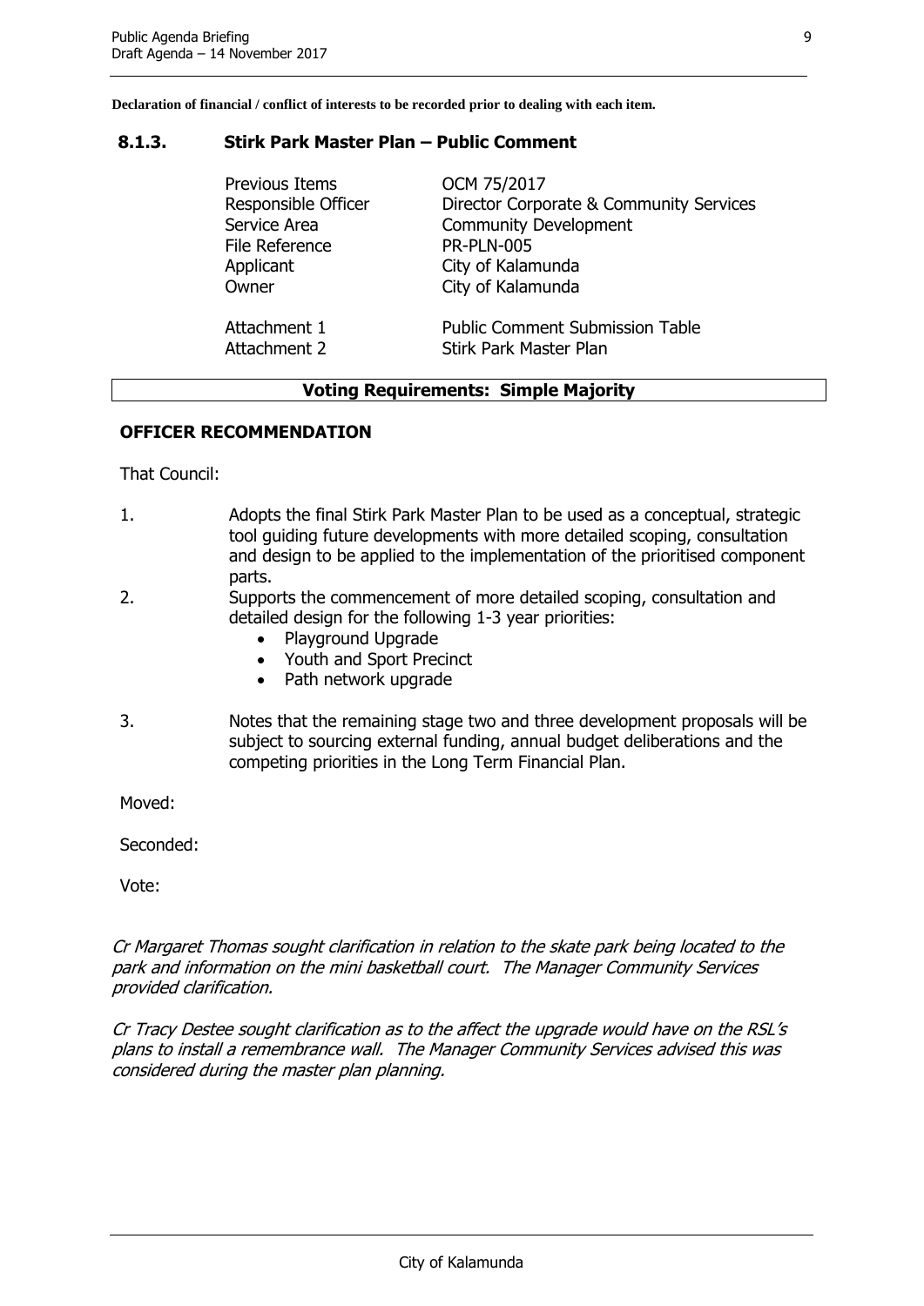**Declaration of financial / conflict of interests to be recorded prior to dealing with each item.**

### 8.1.3. Stirk Park Master Plan – Public Comment

| | |
|---|---|
| Previous Items | OCM 75/2017 |
| Responsible Officer | Director Corporate & Community Services |
| Service Area | Community Development |
| File Reference | PR-PLN-005 |
| Applicant | City of Kalamunda |
| Owner | City of Kalamunda |
| | |
| Attachment 1 | Public Comment Submission Table |
| Attachment 2 | Stirk Park Master Plan |

**Voting Requirements: Simple Majority**

**OFFICER RECOMMENDATION**

That Council:

1. Adopts the final Stirk Park Master Plan to be used as a conceptual, strategic tool guiding future developments with more detailed scoping, consultation and design to be applied to the implementation of the prioritised component parts.
2. Supports the commencement of more detailed scoping, consultation and detailed design for the following 1-3 year priorities:
   - Playground Upgrade
   - Youth and Sport Precinct
   - Path network upgrade
3. Notes that the remaining stage two and three development proposals will be subject to sourcing external funding, annual budget deliberations and the competing priorities in the Long Term Financial Plan.

Moved:

Seconded:

Vote:

*Cr Margaret Thomas sought clarification in relation to the skate park being located to the park and information on the mini basketball court. The Manager Community Services provided clarification.*

*Cr Tracy Destee sought clarification as to the affect the upgrade would have on the RSL's plans to install a remembrance wall. The Manager Community Services advised this was considered during the master plan planning.*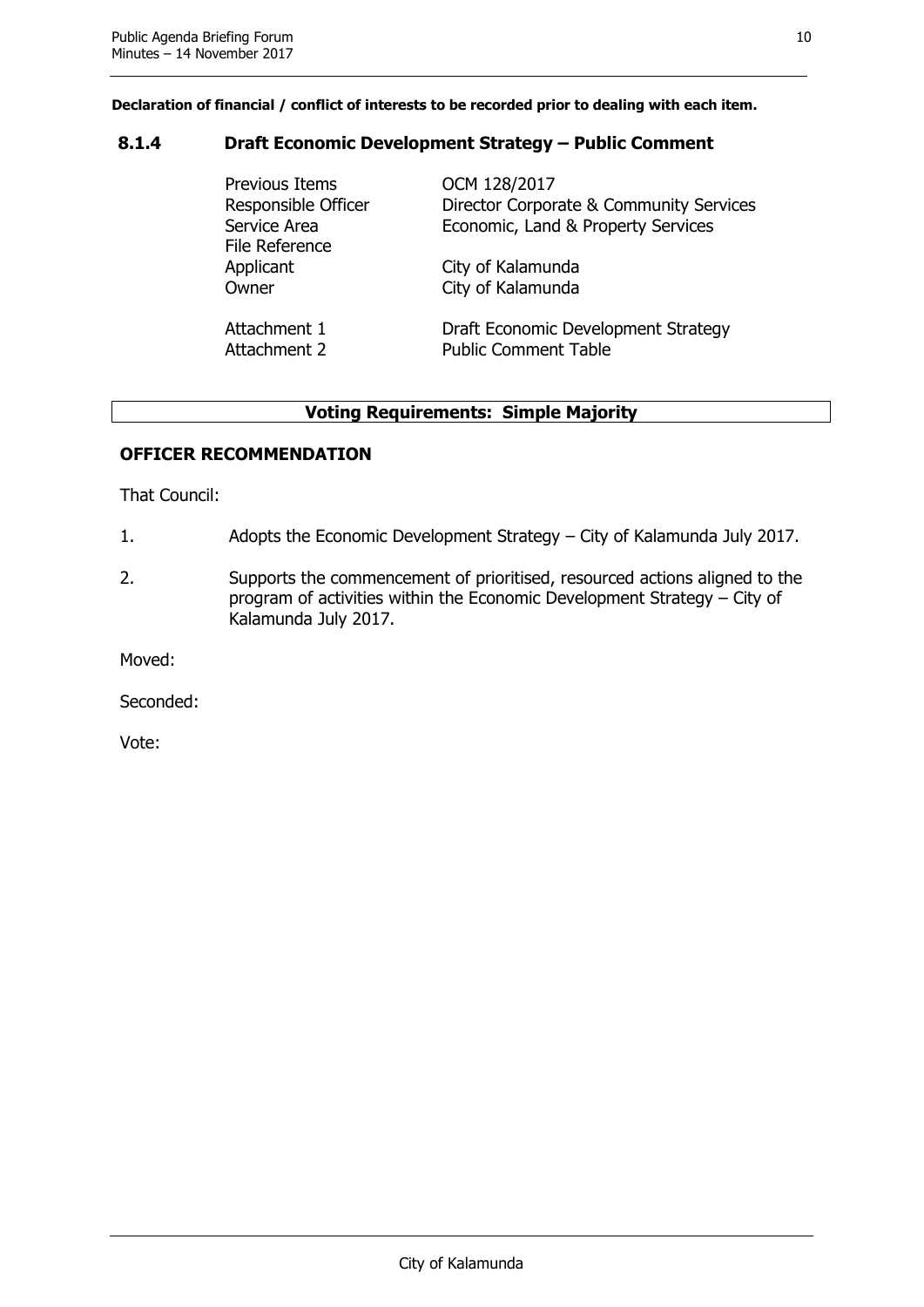**Declaration of financial / conflict of interests to be recorded prior to dealing with each item.**

## 8.1.4 Draft Economic Development Strategy – Public Comment

| | |
|---|---|
| Previous Items | OCM 128/2017 |
| Responsible Officer | Director Corporate & Community Services |
| Service Area | Economic, Land & Property Services |
| File Reference | |
| Applicant | City of Kalamunda |
| Owner | City of Kalamunda |
| Attachment 1 | Draft Economic Development Strategy |
| Attachment 2 | Public Comment Table |

**Voting Requirements: Simple Majority**

### OFFICER RECOMMENDATION

That Council:

1. Adopts the Economic Development Strategy – City of Kalamunda July 2017.
2. Supports the commencement of prioritised, resourced actions aligned to the program of activities within the Economic Development Strategy – City of Kalamunda July 2017.

Moved:

Seconded:

Vote: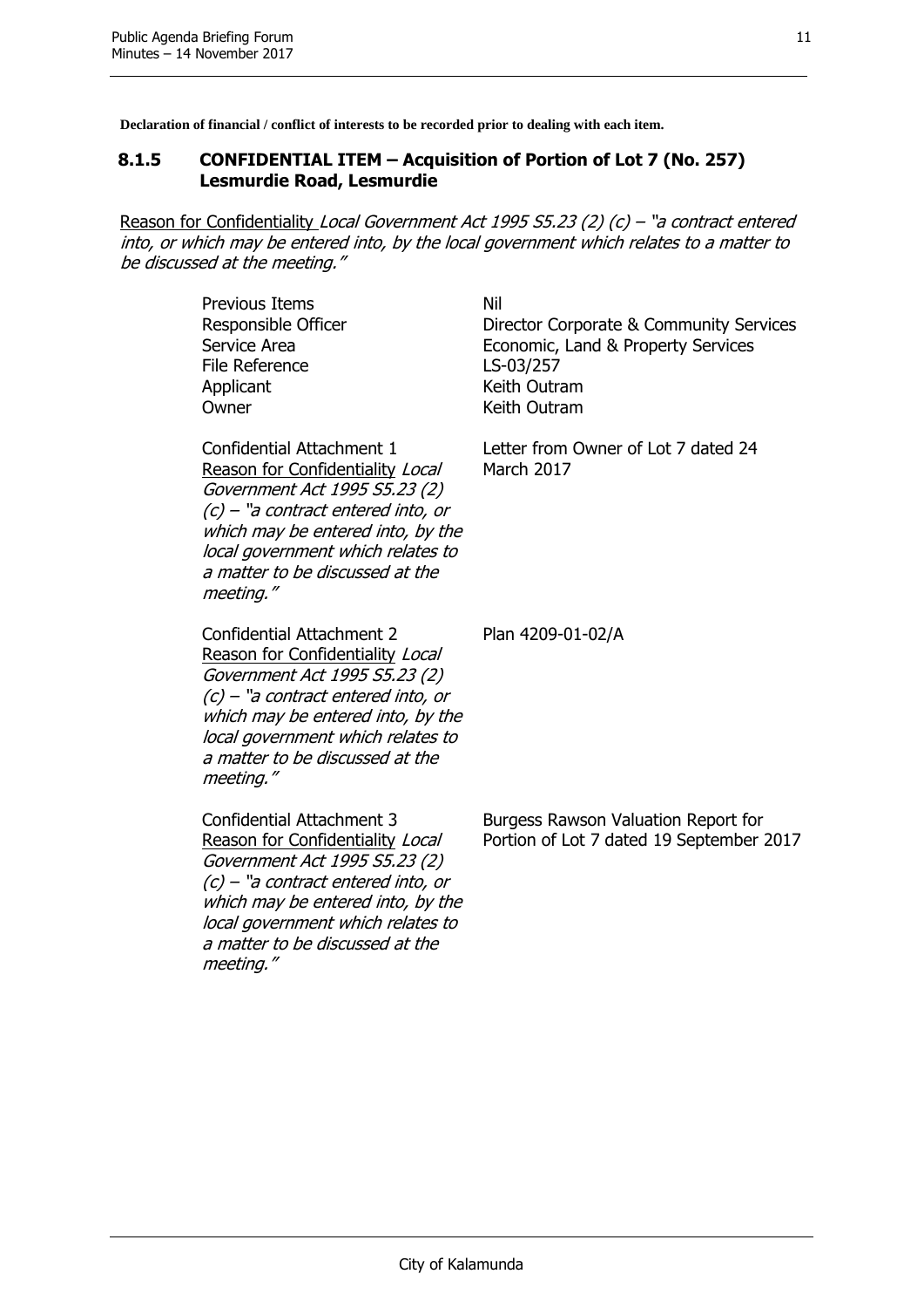**Declaration of financial / conflict of interests to be recorded prior to dealing with each item.**

### 8.1.5 CONFIDENTIAL ITEM – Acquisition of Portion of Lot 7 (No. 257) Lesmurdie Road, Lesmurdie

Reason for Confidentiality *Local Government Act 1995 S5.23 (2) (c) – "a contract entered into, or which may be entered into, by the local government which relates to a matter to be discussed at the meeting."*

| | |
|---|---|
| Previous Items | Nil |
| Responsible Officer | Director Corporate & Community Services |
| Service Area | Economic, Land & Property Services |
| File Reference | LS-03/257 |
| Applicant | Keith Outram |
| Owner | Keith Outram |
| Confidential Attachment 1<br>Reason for Confidentiality *Local Government Act 1995 S5.23 (2) (c) – "a contract entered into, or which may be entered into, by the local government which relates to a matter to be discussed at the meeting."* | Letter from Owner of Lot 7 dated 24 March 2017 |
| Confidential Attachment 2<br>Reason for Confidentiality *Local Government Act 1995 S5.23 (2) (c) – "a contract entered into, or which may be entered into, by the local government which relates to a matter to be discussed at the meeting."* | Plan 4209-01-02/A |
| Confidential Attachment 3<br>Reason for Confidentiality *Local Government Act 1995 S5.23 (2) (c) – "a contract entered into, or which may be entered into, by the local government which relates to a matter to be discussed at the meeting."* | Burgess Rawson Valuation Report for Portion of Lot 7 dated 19 September 2017 |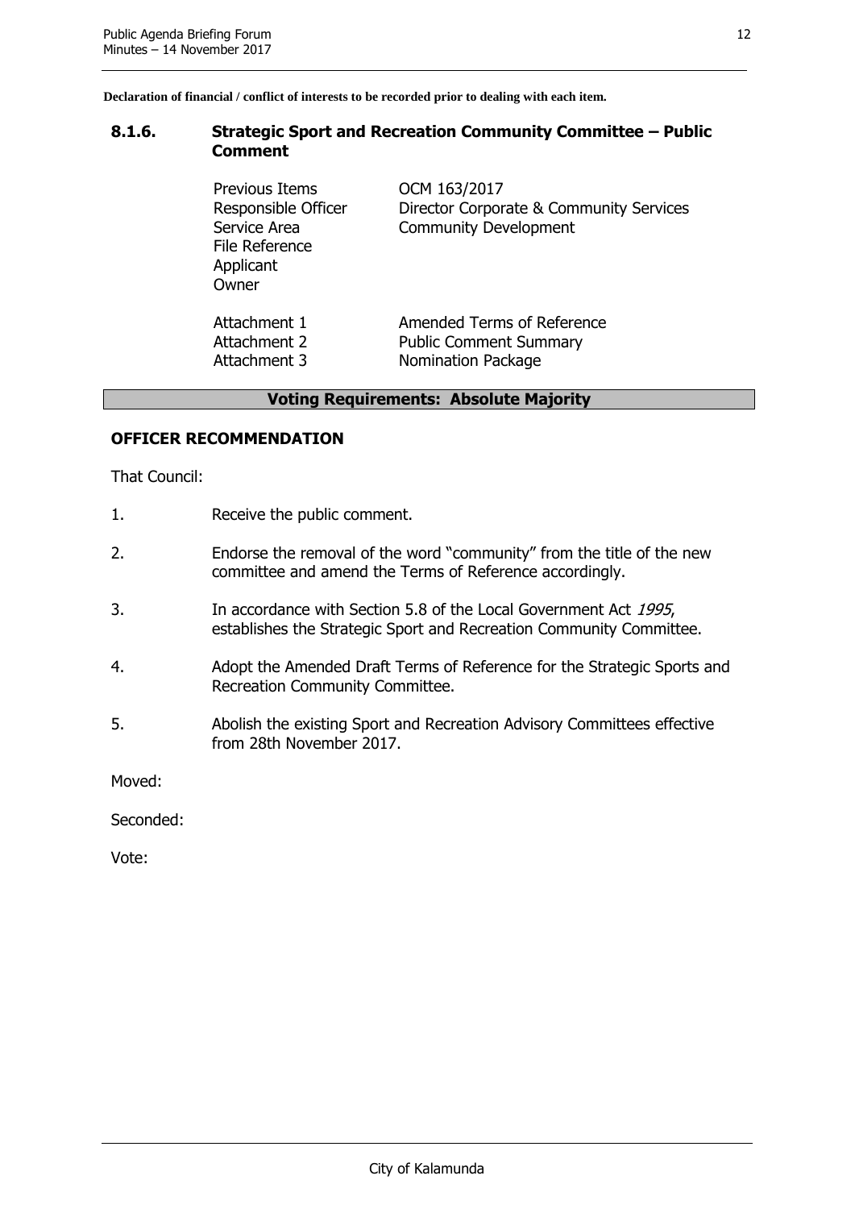**Declaration of financial / conflict of interests to be recorded prior to dealing with each item.**

## 8.1.6. Strategic Sport and Recreation Community Committee – Public Comment

| | |
|---|---|
| Previous Items | OCM 163/2017 |
| Responsible Officer | Director Corporate & Community Services |
| Service Area | Community Development |
| File Reference | |
| Applicant | |
| Owner | |
| | |
| Attachment 1 | Amended Terms of Reference |
| Attachment 2 | Public Comment Summary |
| Attachment 3 | Nomination Package |

**Voting Requirements: Absolute Majority**

### OFFICER RECOMMENDATION

That Council:

1. Receive the public comment.
2. Endorse the removal of the word "community" from the title of the new committee and amend the Terms of Reference accordingly.
3. In accordance with Section 5.8 of the Local Government Act *1995*, establishes the Strategic Sport and Recreation Community Committee.
4. Adopt the Amended Draft Terms of Reference for the Strategic Sports and Recreation Community Committee.
5. Abolish the existing Sport and Recreation Advisory Committees effective from 28th November 2017.

Moved:

Seconded:

Vote: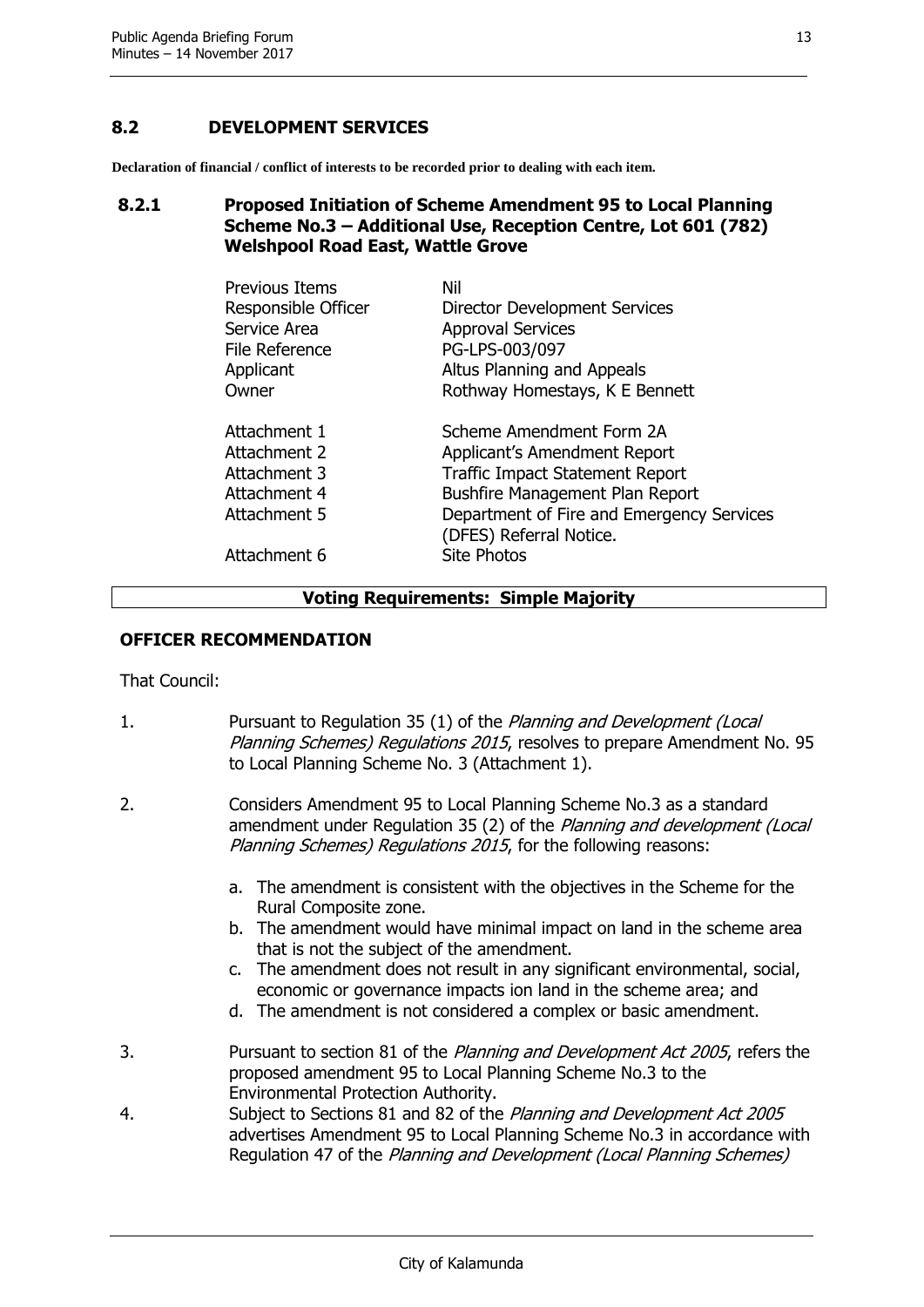## 8.2 DEVELOPMENT SERVICES

**Declaration of financial / conflict of interests to be recorded prior to dealing with each item.**

### 8.2.1 Proposed Initiation of Scheme Amendment 95 to Local Planning Scheme No.3 – Additional Use, Reception Centre, Lot 601 (782) Welshpool Road East, Wattle Grove

| | |
|---|---|
| Previous Items | Nil |
| Responsible Officer | Director Development Services |
| Service Area | Approval Services |
| File Reference | PG-LPS-003/097 |
| Applicant | Altus Planning and Appeals |
| Owner | Rothway Homestays, K E Bennett |
| | |
| Attachment 1 | Scheme Amendment Form 2A |
| Attachment 2 | Applicant's Amendment Report |
| Attachment 3 | Traffic Impact Statement Report |
| Attachment 4 | Bushfire Management Plan Report |
| Attachment 5 | Department of Fire and Emergency Services (DFES) Referral Notice. |
| Attachment 6 | Site Photos |

**Voting Requirements: Simple Majority**

**OFFICER RECOMMENDATION**

That Council:

1. Pursuant to Regulation 35 (1) of the *Planning and Development (Local Planning Schemes) Regulations 2015*, resolves to prepare Amendment No. 95 to Local Planning Scheme No. 3 (Attachment 1).

2. Considers Amendment 95 to Local Planning Scheme No.3 as a standard amendment under Regulation 35 (2) of the *Planning and development (Local Planning Schemes) Regulations 2015*, for the following reasons:

   a. The amendment is consistent with the objectives in the Scheme for the Rural Composite zone.
   b. The amendment would have minimal impact on land in the scheme area that is not the subject of the amendment.
   c. The amendment does not result in any significant environmental, social, economic or governance impacts ion land in the scheme area; and
   d. The amendment is not considered a complex or basic amendment.

3. Pursuant to section 81 of the *Planning and Development Act 2005*, refers the proposed amendment 95 to Local Planning Scheme No.3 to the Environmental Protection Authority.

4. Subject to Sections 81 and 82 of the *Planning and Development Act 2005* advertises Amendment 95 to Local Planning Scheme No.3 in accordance with Regulation 47 of the *Planning and Development (Local Planning Schemes)*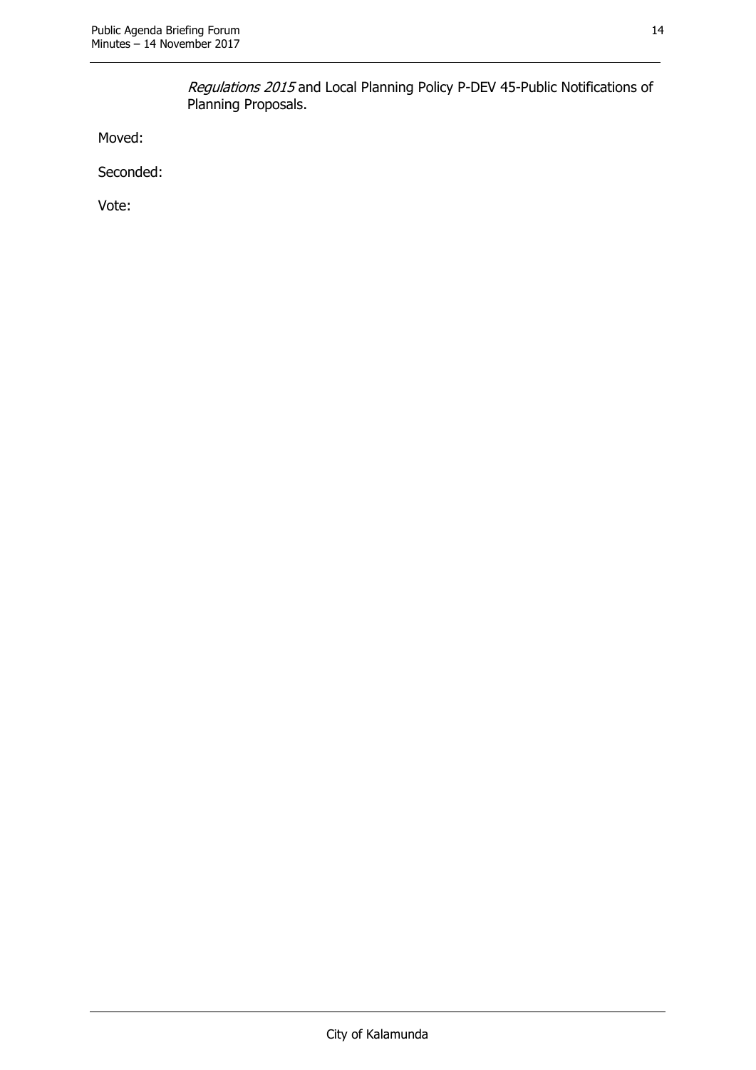*Regulations 2015* and Local Planning Policy P-DEV 45-Public Notifications of Planning Proposals.

Moved:

Seconded:

Vote: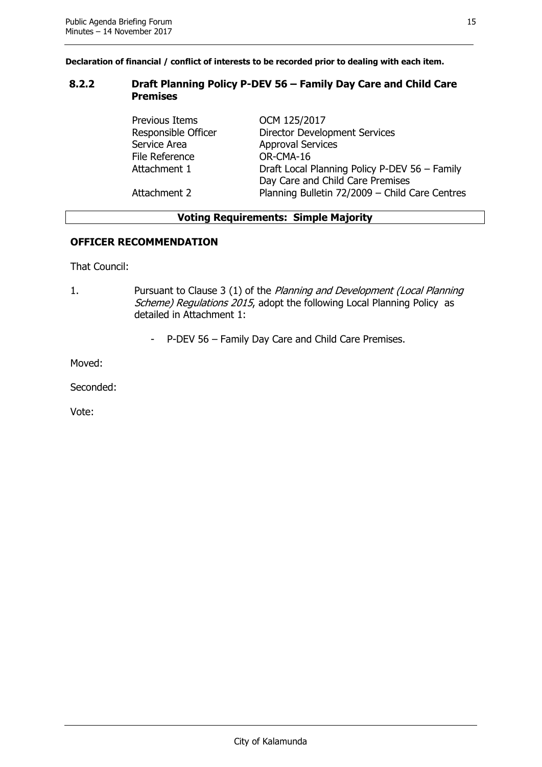**Declaration of financial / conflict of interests to be recorded prior to dealing with each item.**

## 8.2.2 Draft Planning Policy P-DEV 56 – Family Day Care and Child Care Premises

| | |
|---|---|
| Previous Items | OCM 125/2017 |
| Responsible Officer | Director Development Services |
| Service Area | Approval Services |
| File Reference | OR-CMA-16 |
| Attachment 1 | Draft Local Planning Policy P-DEV 56 – Family Day Care and Child Care Premises |
| Attachment 2 | Planning Bulletin 72/2009 – Child Care Centres |

**Voting Requirements: Simple Majority**

### OFFICER RECOMMENDATION

That Council:

1. Pursuant to Clause 3 (1) of the *Planning and Development (Local Planning Scheme) Regulations 2015*, adopt the following Local Planning Policy as detailed in Attachment 1:

   - P-DEV 56 – Family Day Care and Child Care Premises.

Moved:

Seconded:

Vote: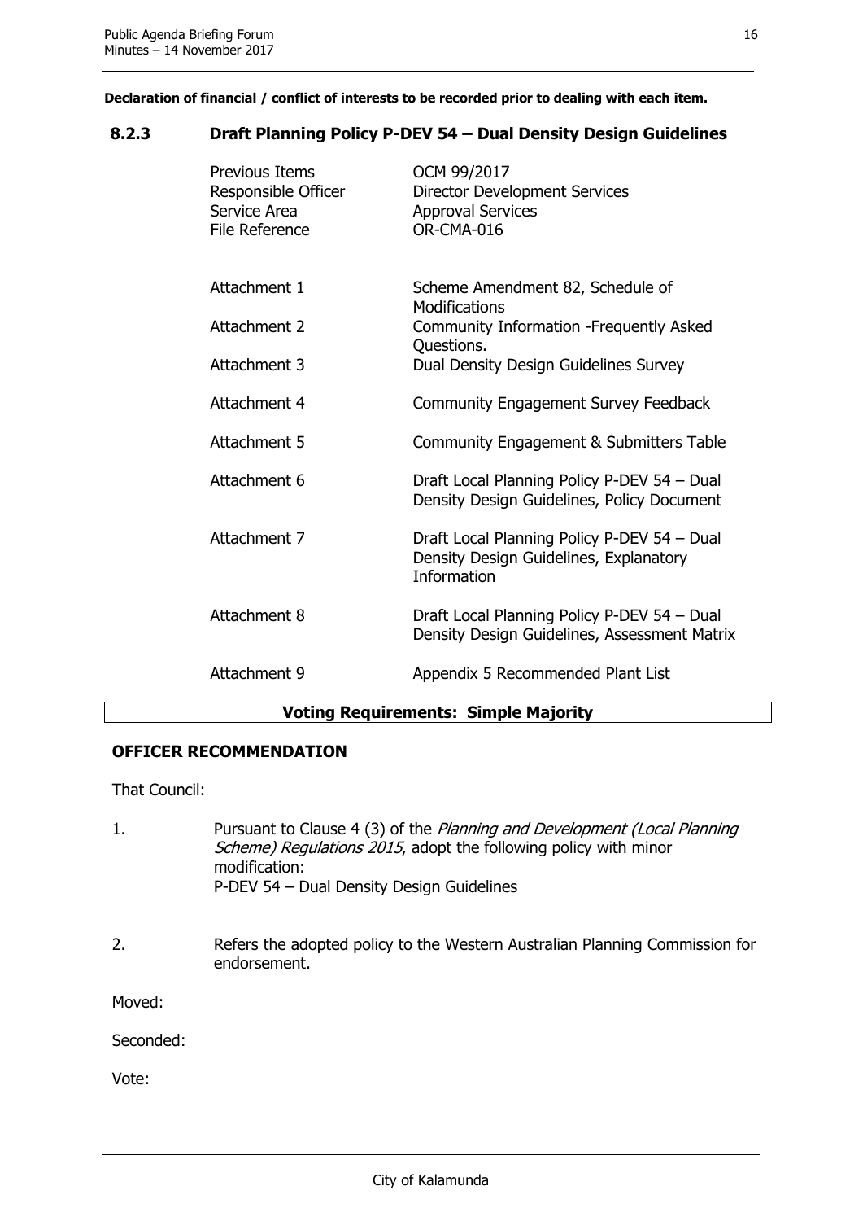**Declaration of financial / conflict of interests to be recorded prior to dealing with each item.**

## 8.2.3 Draft Planning Policy P-DEV 54 – Dual Density Design Guidelines

| | |
|---|---|
| Previous Items | OCM 99/2017 |
| Responsible Officer | Director Development Services |
| Service Area | Approval Services |
| File Reference | OR-CMA-016 |
| | |
| Attachment 1 | Scheme Amendment 82, Schedule of Modifications |
| Attachment 2 | Community Information -Frequently Asked Questions. |
| Attachment 3 | Dual Density Design Guidelines Survey |
| Attachment 4 | Community Engagement Survey Feedback |
| Attachment 5 | Community Engagement & Submitters Table |
| Attachment 6 | Draft Local Planning Policy P-DEV 54 – Dual Density Design Guidelines, Policy Document |
| Attachment 7 | Draft Local Planning Policy P-DEV 54 – Dual Density Design Guidelines, Explanatory Information |
| Attachment 8 | Draft Local Planning Policy P-DEV 54 – Dual Density Design Guidelines, Assessment Matrix |
| Attachment 9 | Appendix 5 Recommended Plant List |

**Voting Requirements: Simple Majority**

### OFFICER RECOMMENDATION

That Council:

1. Pursuant to Clause 4 (3) of the *Planning and Development (Local Planning Scheme) Regulations 2015*, adopt the following policy with minor modification:
   P-DEV 54 – Dual Density Design Guidelines

2. Refers the adopted policy to the Western Australian Planning Commission for endorsement.

Moved:

Seconded:

Vote: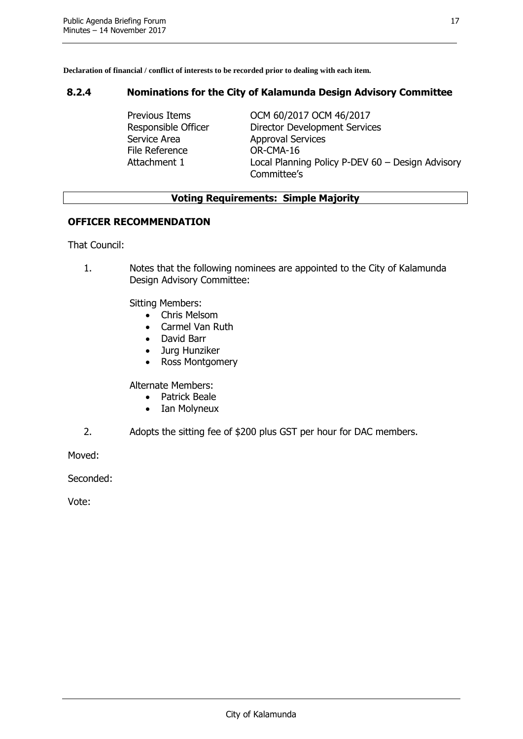**Declaration of financial / conflict of interests to be recorded prior to dealing with each item.**

## 8.2.4 Nominations for the City of Kalamunda Design Advisory Committee

| | |
|---|---|
| Previous Items | OCM 60/2017 OCM 46/2017 |
| Responsible Officer | Director Development Services |
| Service Area | Approval Services |
| File Reference | OR-CMA-16 |
| Attachment 1 | Local Planning Policy P-DEV 60 – Design Advisory Committee's |

**Voting Requirements: Simple Majority**

### OFFICER RECOMMENDATION

That Council:

1. Notes that the following nominees are appointed to the City of Kalamunda Design Advisory Committee:

   Sitting Members:
   - Chris Melsom
   - Carmel Van Ruth
   - David Barr
   - Jurg Hunziker
   - Ross Montgomery

   Alternate Members:
   - Patrick Beale
   - Ian Molyneux

2. Adopts the sitting fee of $200 plus GST per hour for DAC members.

Moved:

Seconded:

Vote: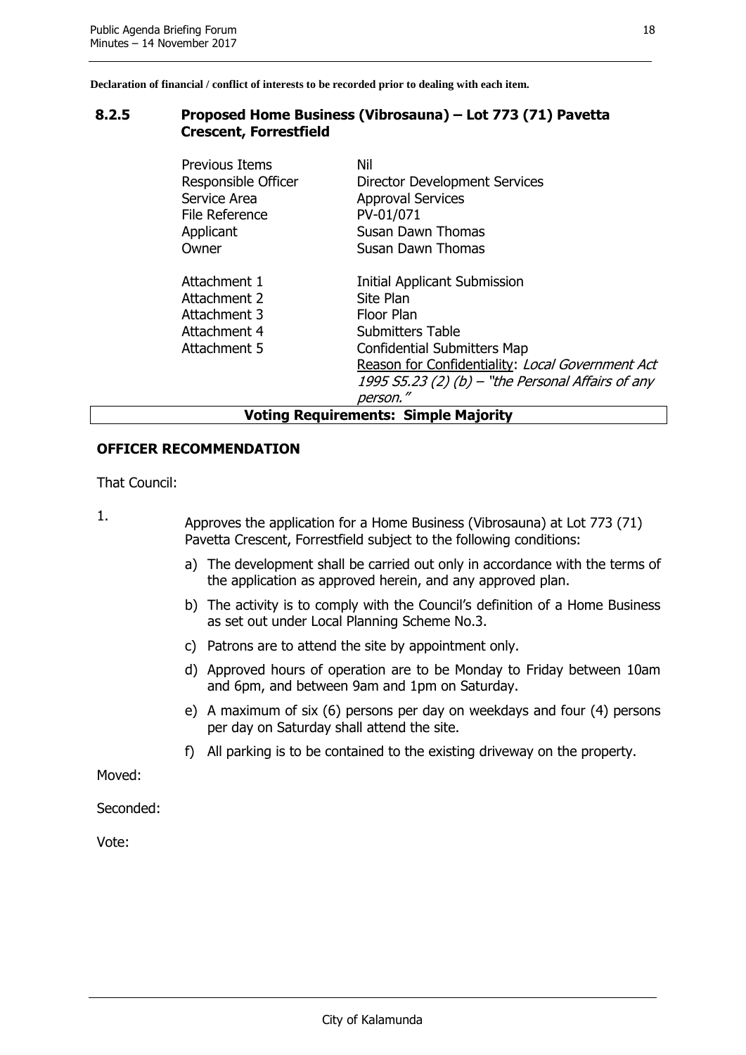**Declaration of financial / conflict of interests to be recorded prior to dealing with each item.**

## 8.2.5 Proposed Home Business (Vibrosauna) – Lot 773 (71) Pavetta Crescent, Forrestfield

| | |
|---|---|
| Previous Items | Nil |
| Responsible Officer | Director Development Services |
| Service Area | Approval Services |
| File Reference | PV-01/071 |
| Applicant | Susan Dawn Thomas |
| Owner | Susan Dawn Thomas |
| | |
| Attachment 1 | Initial Applicant Submission |
| Attachment 2 | Site Plan |
| Attachment 3 | Floor Plan |
| Attachment 4 | Submitters Table |
| Attachment 5 | Confidential Submitters Map<br>Reason for Confidentiality: *Local Government Act 1995 S5.23 (2) (b) – "the Personal Affairs of any person."* |

**Voting Requirements: Simple Majority**

### OFFICER RECOMMENDATION

That Council:

1. Approves the application for a Home Business (Vibrosauna) at Lot 773 (71) Pavetta Crescent, Forrestfield subject to the following conditions:
   a) The development shall be carried out only in accordance with the terms of the application as approved herein, and any approved plan.
   b) The activity is to comply with the Council's definition of a Home Business as set out under Local Planning Scheme No.3.
   c) Patrons are to attend the site by appointment only.
   d) Approved hours of operation are to be Monday to Friday between 10am and 6pm, and between 9am and 1pm on Saturday.
   e) A maximum of six (6) persons per day on weekdays and four (4) persons per day on Saturday shall attend the site.
   f) All parking is to be contained to the existing driveway on the property.

Moved:

Seconded:

Vote: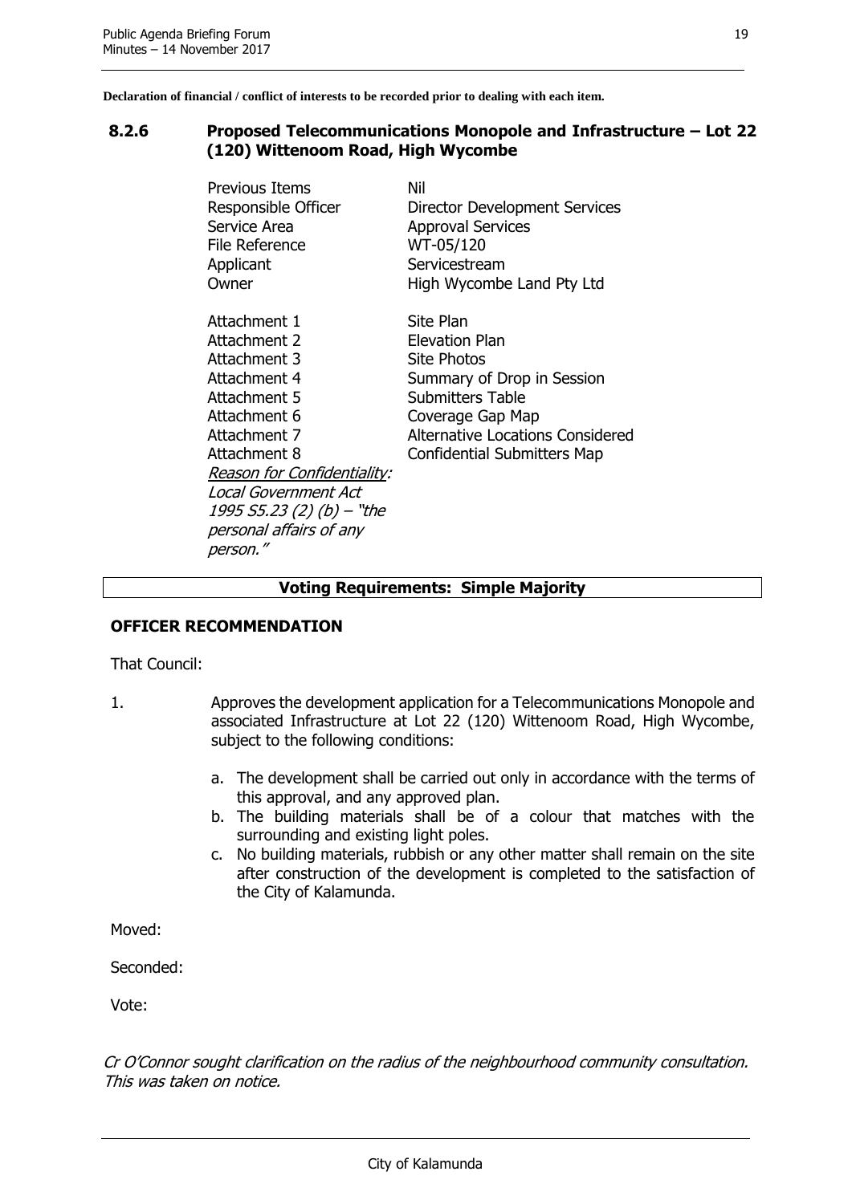**Declaration of financial / conflict of interests to be recorded prior to dealing with each item.**

## 8.2.6 Proposed Telecommunications Monopole and Infrastructure – Lot 22 (120) Wittenoom Road, High Wycombe

| | |
|---|---|
| Previous Items | Nil |
| Responsible Officer | Director Development Services |
| Service Area | Approval Services |
| File Reference | WT-05/120 |
| Applicant | Servicestream |
| Owner | High Wycombe Land Pty Ltd |
| Attachment 1 | Site Plan |
| Attachment 2 | Elevation Plan |
| Attachment 3 | Site Photos |
| Attachment 4 | Summary of Drop in Session |
| Attachment 5 | Submitters Table |
| Attachment 6 | Coverage Gap Map |
| Attachment 7 | Alternative Locations Considered |
| Attachment 8 | Confidential Submitters Map |
| *Reason for Confidentiality: Local Government Act 1995 S5.23 (2) (b) – "the personal affairs of any person."* | |

**Voting Requirements: Simple Majority**

### OFFICER RECOMMENDATION

That Council:

1. Approves the development application for a Telecommunications Monopole and associated Infrastructure at Lot 22 (120) Wittenoom Road, High Wycombe, subject to the following conditions:

   a. The development shall be carried out only in accordance with the terms of this approval, and any approved plan.
   b. The building materials shall be of a colour that matches with the surrounding and existing light poles.
   c. No building materials, rubbish or any other matter shall remain on the site after construction of the development is completed to the satisfaction of the City of Kalamunda.

Moved:

Seconded:

Vote:

*Cr O'Connor sought clarification on the radius of the neighbourhood community consultation. This was taken on notice.*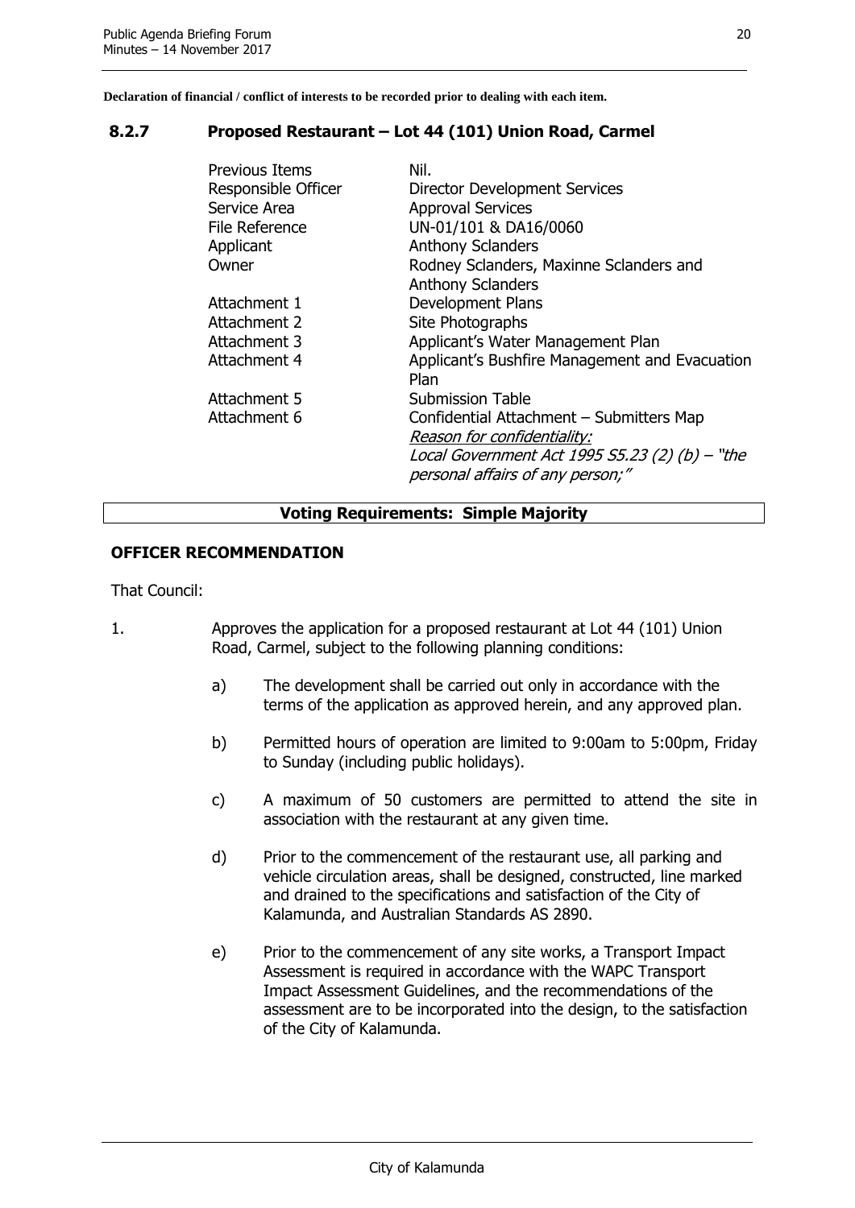**Declaration of financial / conflict of interests to be recorded prior to dealing with each item.**

## 8.2.7 Proposed Restaurant – Lot 44 (101) Union Road, Carmel

| | |
|---|---|
| Previous Items | Nil. |
| Responsible Officer | Director Development Services |
| Service Area | Approval Services |
| File Reference | UN-01/101 & DA16/0060 |
| Applicant | Anthony Sclanders |
| Owner | Rodney Sclanders, Maxinne Sclanders and Anthony Sclanders |
| Attachment 1 | Development Plans |
| Attachment 2 | Site Photographs |
| Attachment 3 | Applicant's Water Management Plan |
| Attachment 4 | Applicant's Bushfire Management and Evacuation Plan |
| Attachment 5 | Submission Table |
| Attachment 6 | Confidential Attachment – Submitters Map<br>*Reason for confidentiality:*<br>*Local Government Act 1995 S5.23 (2) (b) – "the personal affairs of any person;"* |

**Voting Requirements: Simple Majority**

### OFFICER RECOMMENDATION

That Council:

1. Approves the application for a proposed restaurant at Lot 44 (101) Union Road, Carmel, subject to the following planning conditions:

   a) The development shall be carried out only in accordance with the terms of the application as approved herein, and any approved plan.

   b) Permitted hours of operation are limited to 9:00am to 5:00pm, Friday to Sunday (including public holidays).

   c) A maximum of 50 customers are permitted to attend the site in association with the restaurant at any given time.

   d) Prior to the commencement of the restaurant use, all parking and vehicle circulation areas, shall be designed, constructed, line marked and drained to the specifications and satisfaction of the City of Kalamunda, and Australian Standards AS 2890.

   e) Prior to the commencement of any site works, a Transport Impact Assessment is required in accordance with the WAPC Transport Impact Assessment Guidelines, and the recommendations of the assessment are to be incorporated into the design, to the satisfaction of the City of Kalamunda.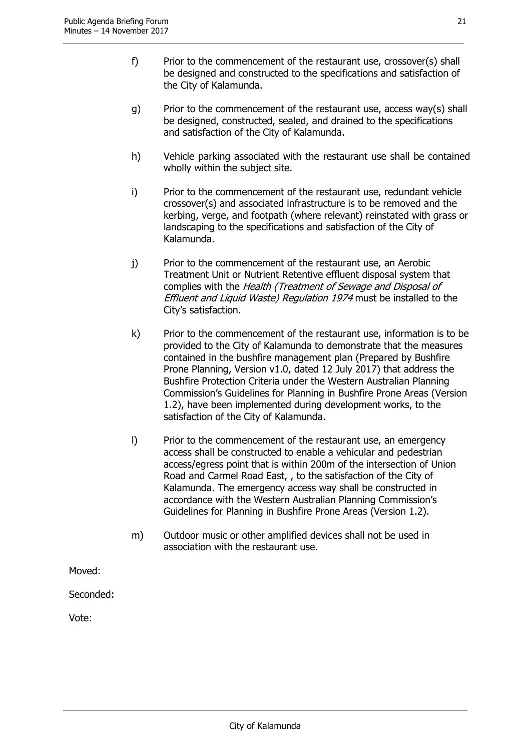f) Prior to the commencement of the restaurant use, crossover(s) shall be designed and constructed to the specifications and satisfaction of the City of Kalamunda.

g) Prior to the commencement of the restaurant use, access way(s) shall be designed, constructed, sealed, and drained to the specifications and satisfaction of the City of Kalamunda.

h) Vehicle parking associated with the restaurant use shall be contained wholly within the subject site.

i) Prior to the commencement of the restaurant use, redundant vehicle crossover(s) and associated infrastructure is to be removed and the kerbing, verge, and footpath (where relevant) reinstated with grass or landscaping to the specifications and satisfaction of the City of Kalamunda.

j) Prior to the commencement of the restaurant use, an Aerobic Treatment Unit or Nutrient Retentive effluent disposal system that complies with the *Health (Treatment of Sewage and Disposal of Effluent and Liquid Waste) Regulation 1974* must be installed to the City's satisfaction.

k) Prior to the commencement of the restaurant use, information is to be provided to the City of Kalamunda to demonstrate that the measures contained in the bushfire management plan (Prepared by Bushfire Prone Planning, Version v1.0, dated 12 July 2017) that address the Bushfire Protection Criteria under the Western Australian Planning Commission's Guidelines for Planning in Bushfire Prone Areas (Version 1.2), have been implemented during development works, to the satisfaction of the City of Kalamunda.

l) Prior to the commencement of the restaurant use, an emergency access shall be constructed to enable a vehicular and pedestrian access/egress point that is within 200m of the intersection of Union Road and Carmel Road East, , to the satisfaction of the City of Kalamunda. The emergency access way shall be constructed in accordance with the Western Australian Planning Commission's Guidelines for Planning in Bushfire Prone Areas (Version 1.2).

m) Outdoor music or other amplified devices shall not be used in association with the restaurant use.

Moved:

Seconded:

Vote: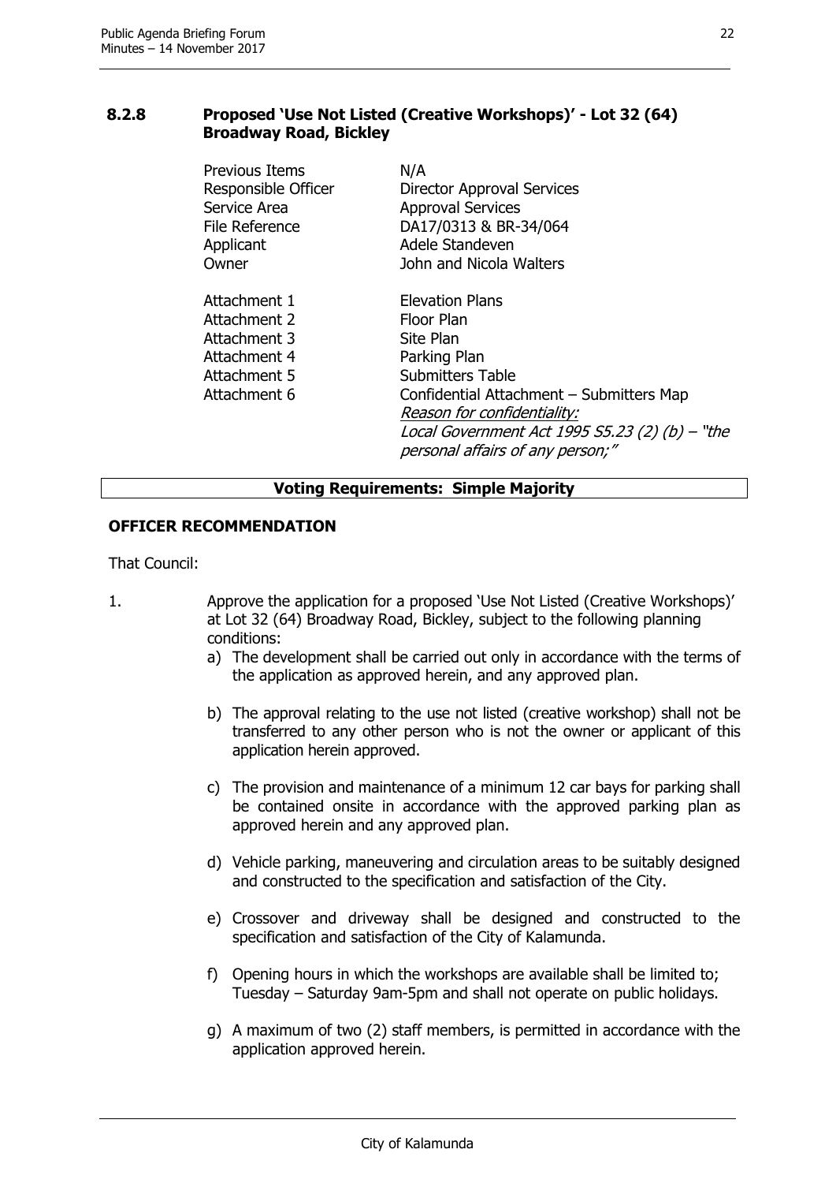## 8.2.8 Proposed 'Use Not Listed (Creative Workshops)' - Lot 32 (64) Broadway Road, Bickley

| | |
|---|---|
| Previous Items | N/A |
| Responsible Officer | Director Approval Services |
| Service Area | Approval Services |
| File Reference | DA17/0313 & BR-34/064 |
| Applicant | Adele Standeven |
| Owner | John and Nicola Walters |
| | |
| Attachment 1 | Elevation Plans |
| Attachment 2 | Floor Plan |
| Attachment 3 | Site Plan |
| Attachment 4 | Parking Plan |
| Attachment 5 | Submitters Table |
| Attachment 6 | Confidential Attachment – Submitters Map<br>*Reason for confidentiality:*<br>*Local Government Act 1995 S5.23 (2) (b) – "the personal affairs of any person;"* |

**Voting Requirements: Simple Majority**

### OFFICER RECOMMENDATION

That Council:

1. Approve the application for a proposed 'Use Not Listed (Creative Workshops)' at Lot 32 (64) Broadway Road, Bickley, subject to the following planning conditions:
   a) The development shall be carried out only in accordance with the terms of the application as approved herein, and any approved plan.

   b) The approval relating to the use not listed (creative workshop) shall not be transferred to any other person who is not the owner or applicant of this application herein approved.

   c) The provision and maintenance of a minimum 12 car bays for parking shall be contained onsite in accordance with the approved parking plan as approved herein and any approved plan.

   d) Vehicle parking, maneuvering and circulation areas to be suitably designed and constructed to the specification and satisfaction of the City.

   e) Crossover and driveway shall be designed and constructed to the specification and satisfaction of the City of Kalamunda.

   f) Opening hours in which the workshops are available shall be limited to; Tuesday – Saturday 9am-5pm and shall not operate on public holidays.

   g) A maximum of two (2) staff members, is permitted in accordance with the application approved herein.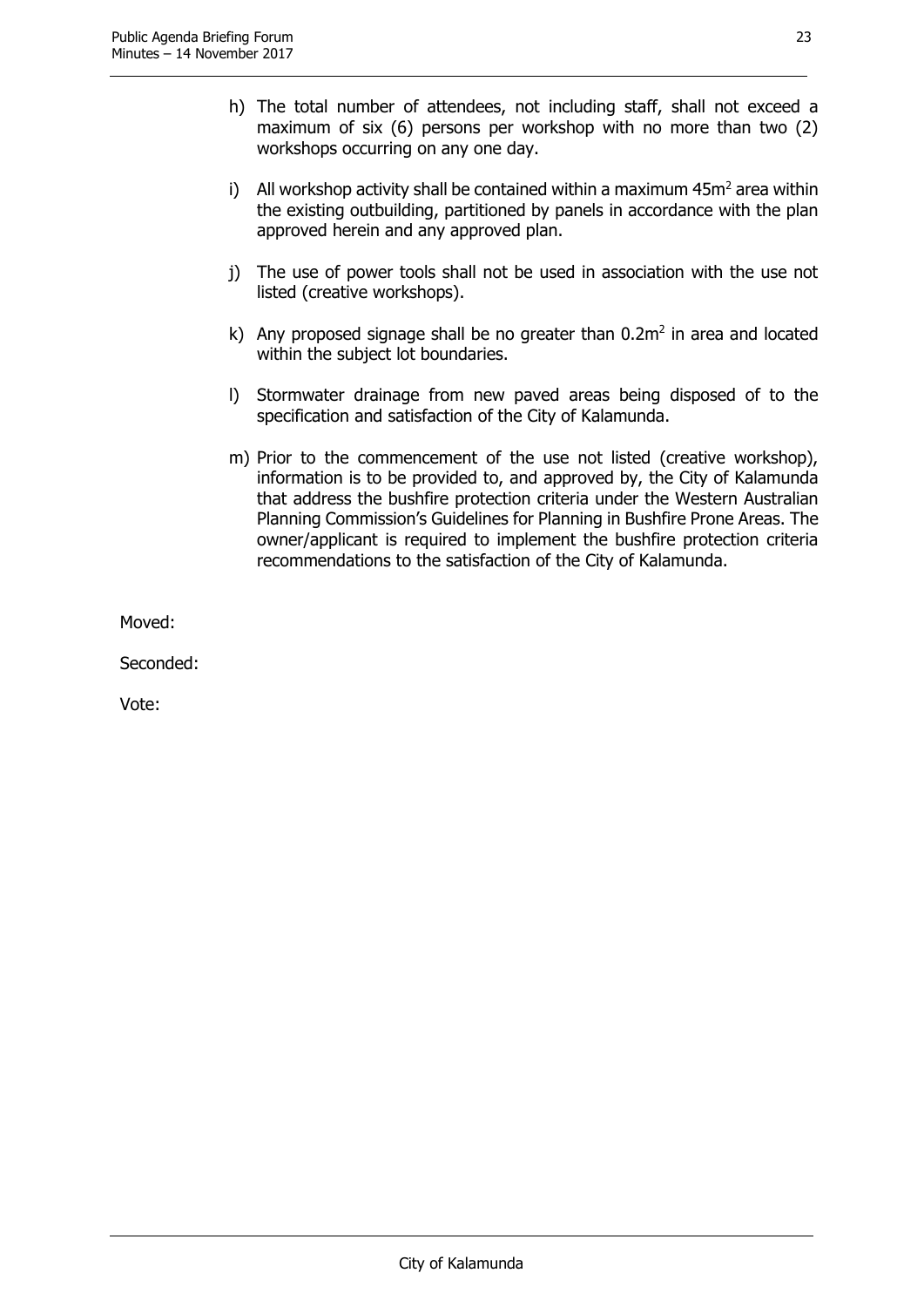h) The total number of attendees, not including staff, shall not exceed a maximum of six (6) persons per workshop with no more than two (2) workshops occurring on any one day.

i) All workshop activity shall be contained within a maximum $45m^2$ area within the existing outbuilding, partitioned by panels in accordance with the plan approved herein and any approved plan.

j) The use of power tools shall not be used in association with the use not listed (creative workshops).

k) Any proposed signage shall be no greater than $0.2m^2$ in area and located within the subject lot boundaries.

l) Stormwater drainage from new paved areas being disposed of to the specification and satisfaction of the City of Kalamunda.

m) Prior to the commencement of the use not listed (creative workshop), information is to be provided to, and approved by, the City of Kalamunda that address the bushfire protection criteria under the Western Australian Planning Commission's Guidelines for Planning in Bushfire Prone Areas. The owner/applicant is required to implement the bushfire protection criteria recommendations to the satisfaction of the City of Kalamunda.

Moved:

Seconded:

Vote: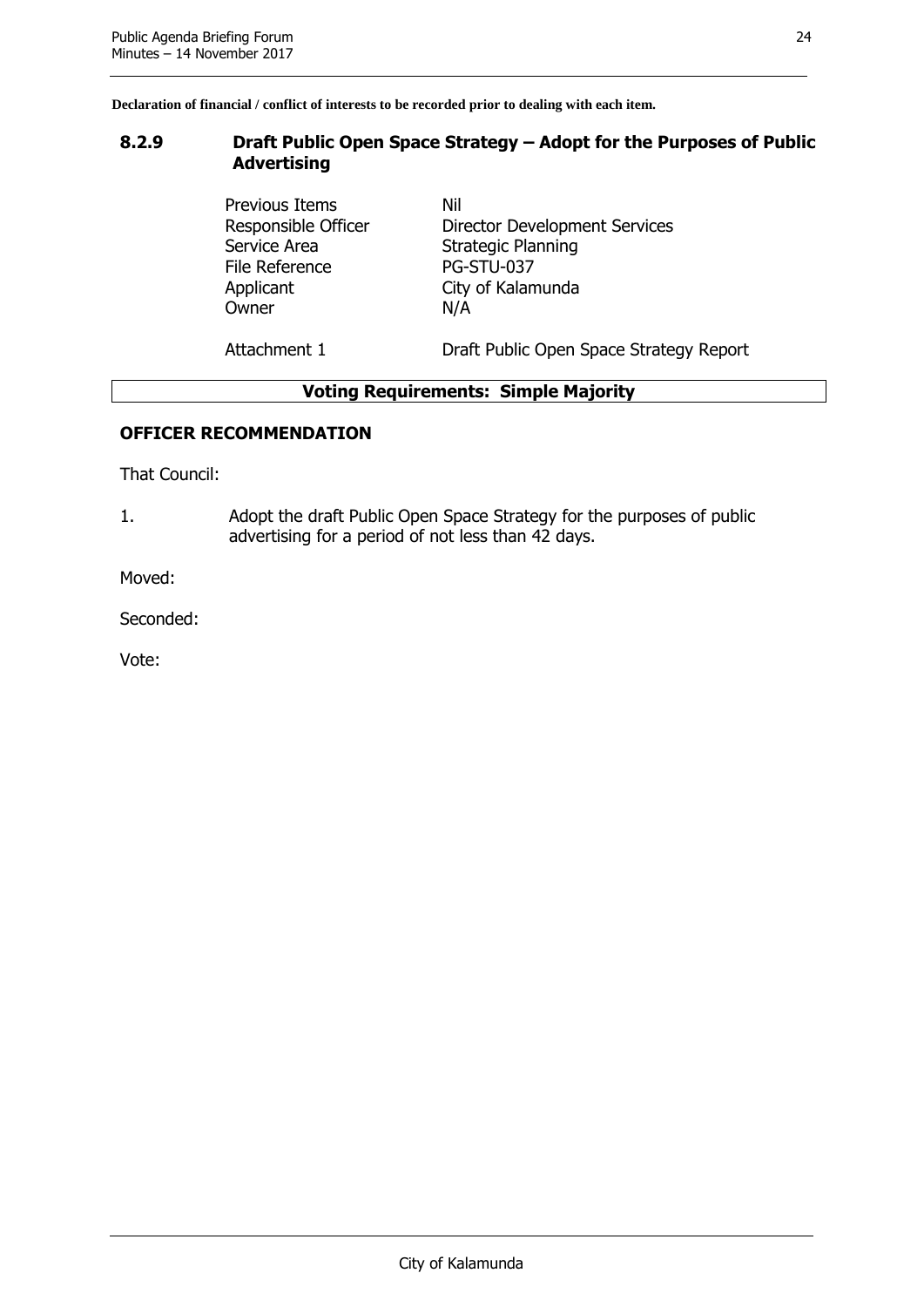**Declaration of financial / conflict of interests to be recorded prior to dealing with each item.**

## 8.2.9 Draft Public Open Space Strategy – Adopt for the Purposes of Public Advertising

| | |
|---|---|
| Previous Items | Nil |
| Responsible Officer | Director Development Services |
| Service Area | Strategic Planning |
| File Reference | PG-STU-037 |
| Applicant | City of Kalamunda |
| Owner | N/A |
| Attachment 1 | Draft Public Open Space Strategy Report |

**Voting Requirements: Simple Majority**

### OFFICER RECOMMENDATION

That Council:

1. Adopt the draft Public Open Space Strategy for the purposes of public advertising for a period of not less than 42 days.

Moved:

Seconded:

Vote: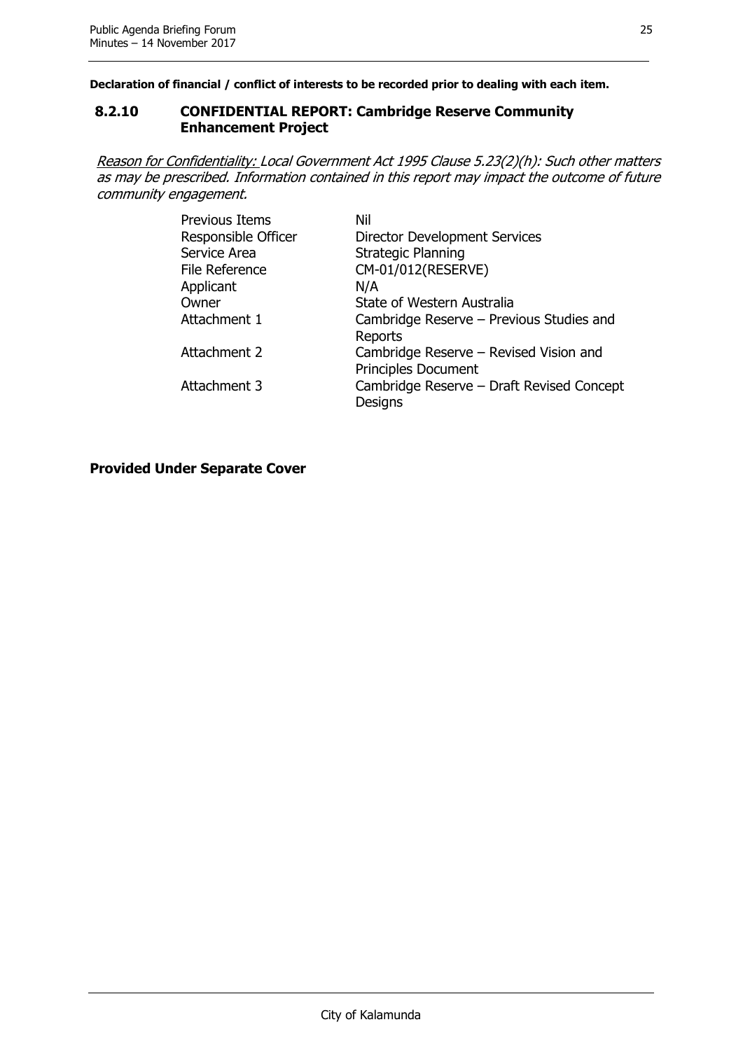**Declaration of financial / conflict of interests to be recorded prior to dealing with each item.**

### 8.2.10 CONFIDENTIAL REPORT: Cambridge Reserve Community Enhancement Project

*Reason for Confidentiality: Local Government Act 1995 Clause 5.23(2)(h): Such other matters as may be prescribed. Information contained in this report may impact the outcome of future community engagement.*

| | |
|---|---|
| Previous Items | Nil |
| Responsible Officer | Director Development Services |
| Service Area | Strategic Planning |
| File Reference | CM-01/012(RESERVE) |
| Applicant | N/A |
| Owner | State of Western Australia |
| Attachment 1 | Cambridge Reserve – Previous Studies and Reports |
| Attachment 2 | Cambridge Reserve – Revised Vision and Principles Document |
| Attachment 3 | Cambridge Reserve – Draft Revised Concept Designs |

**Provided Under Separate Cover**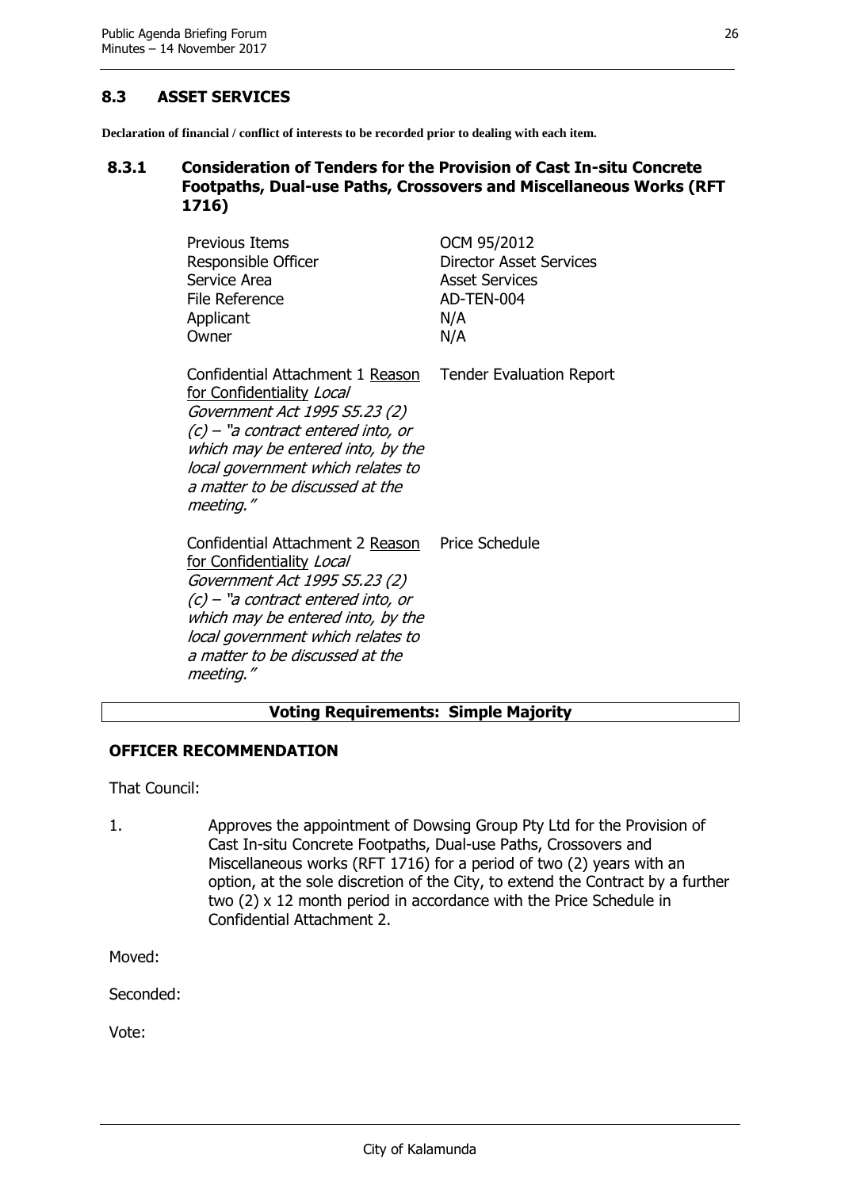## 8.3 ASSET SERVICES

**Declaration of financial / conflict of interests to be recorded prior to dealing with each item.**

### 8.3.1 Consideration of Tenders for the Provision of Cast In-situ Concrete Footpaths, Dual-use Paths, Crossovers and Miscellaneous Works (RFT 1716)

| | |
|---|---|
| Previous Items | OCM 95/2012 |
| Responsible Officer | Director Asset Services |
| Service Area | Asset Services |
| File Reference | AD-TEN-004 |
| Applicant | N/A |
| Owner | N/A |
| Confidential Attachment 1 Reason for Confidentiality *Local Government Act 1995 S5.23 (2) (c) – "a contract entered into, or which may be entered into, by the local government which relates to a matter to be discussed at the meeting."* | Tender Evaluation Report |
| Confidential Attachment 2 Reason for Confidentiality *Local Government Act 1995 S5.23 (2) (c) – "a contract entered into, or which may be entered into, by the local government which relates to a matter to be discussed at the meeting."* | Price Schedule |

**Voting Requirements: Simple Majority**

**OFFICER RECOMMENDATION**

That Council:

1. Approves the appointment of Dowsing Group Pty Ltd for the Provision of Cast In-situ Concrete Footpaths, Dual-use Paths, Crossovers and Miscellaneous works (RFT 1716) for a period of two (2) years with an option, at the sole discretion of the City, to extend the Contract by a further two (2) x 12 month period in accordance with the Price Schedule in Confidential Attachment 2.

Moved:

Seconded:

Vote: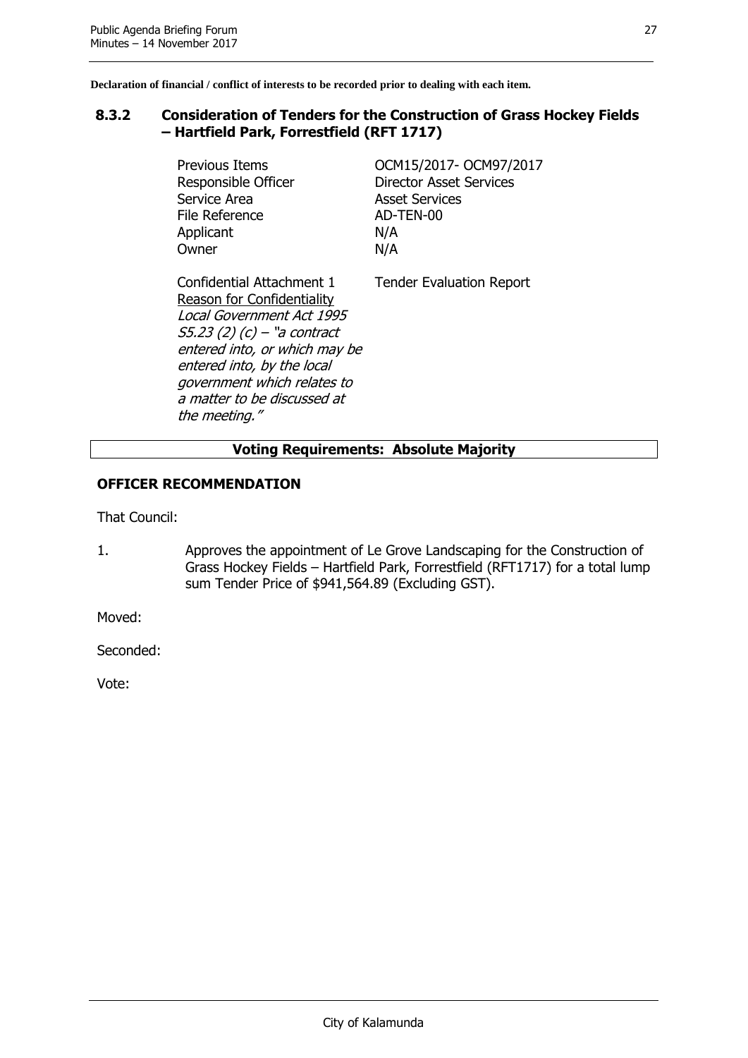**Declaration of financial / conflict of interests to be recorded prior to dealing with each item.**

### 8.3.2 Consideration of Tenders for the Construction of Grass Hockey Fields – Hartfield Park, Forrestfield (RFT 1717)

| | |
|---|---|
| Previous Items | OCM15/2017- OCM97/2017 |
| Responsible Officer | Director Asset Services |
| Service Area | Asset Services |
| File Reference | AD-TEN-00 |
| Applicant | N/A |
| Owner | N/A |

Confidential Attachment 1 — Tender Evaluation Report

Reason for Confidentiality
*Local Government Act 1995 S5.23 (2) (c) – "a contract entered into, or which may be entered into, by the local government which relates to a matter to be discussed at the meeting."*

**Voting Requirements: Absolute Majority**

**OFFICER RECOMMENDATION**

That Council:

1. Approves the appointment of Le Grove Landscaping for the Construction of Grass Hockey Fields – Hartfield Park, Forrestfield (RFT1717) for a total lump sum Tender Price of $941,564.89 (Excluding GST).

Moved:

Seconded:

Vote: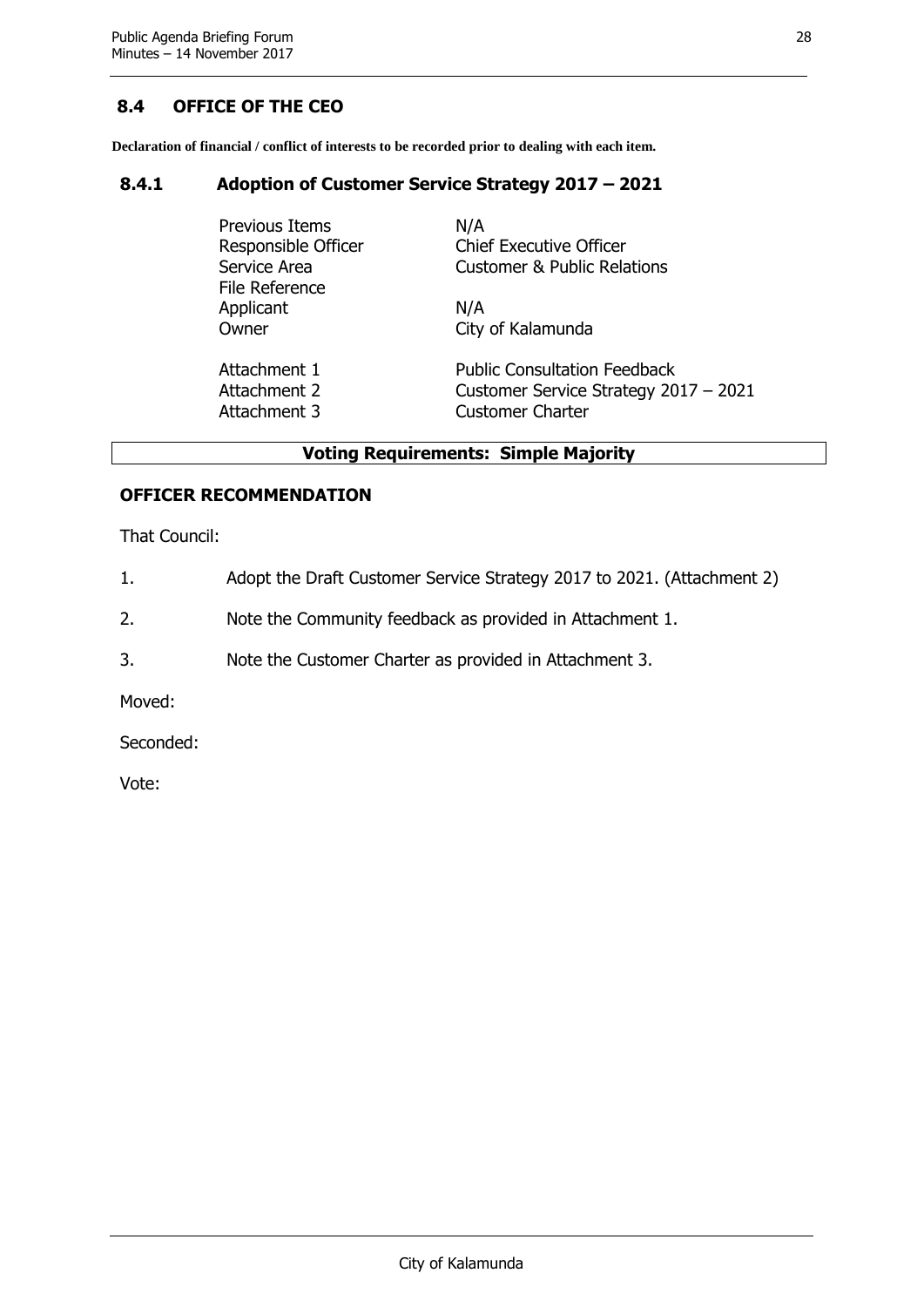## 8.4 OFFICE OF THE CEO

**Declaration of financial / conflict of interests to be recorded prior to dealing with each item.**

### 8.4.1 Adoption of Customer Service Strategy 2017 – 2021

| | |
|---|---|
| Previous Items | N/A |
| Responsible Officer | Chief Executive Officer |
| Service Area | Customer & Public Relations |
| File Reference | |
| Applicant | N/A |
| Owner | City of Kalamunda |
| | |
| Attachment 1 | Public Consultation Feedback |
| Attachment 2 | Customer Service Strategy 2017 – 2021 |
| Attachment 3 | Customer Charter |

**Voting Requirements: Simple Majority**

**OFFICER RECOMMENDATION**

That Council:

1. Adopt the Draft Customer Service Strategy 2017 to 2021. (Attachment 2)
2. Note the Community feedback as provided in Attachment 1.
3. Note the Customer Charter as provided in Attachment 3.

Moved:

Seconded:

Vote: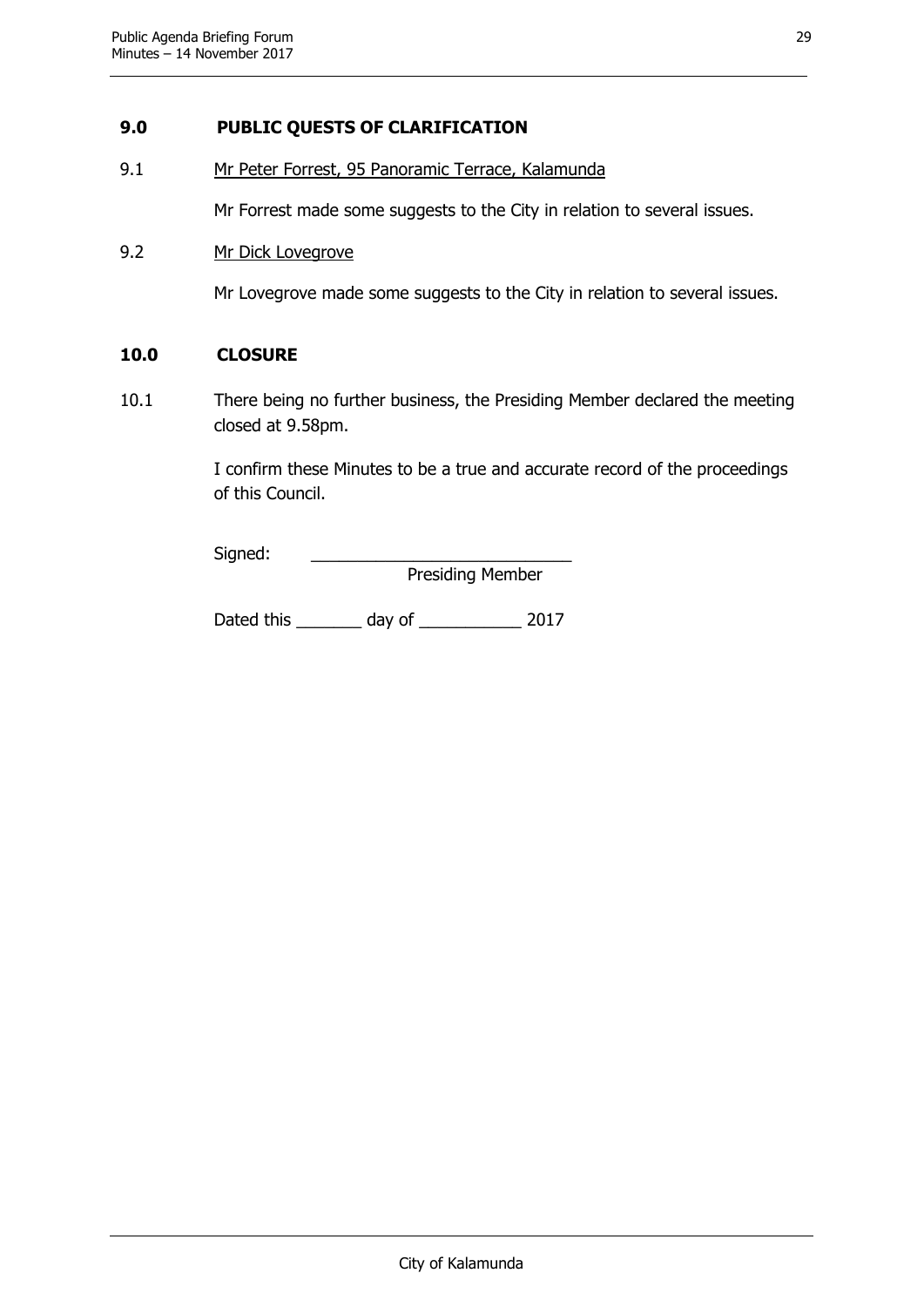## 9.0 PUBLIC QUESTS OF CLARIFICATION

9.1 Mr Peter Forrest, 95 Panoramic Terrace, Kalamunda

Mr Forrest made some suggests to the City in relation to several issues.

9.2 Mr Dick Lovegrove

Mr Lovegrove made some suggests to the City in relation to several issues.

## 10.0 CLOSURE

10.1 There being no further business, the Presiding Member declared the meeting closed at 9.58pm.

I confirm these Minutes to be a true and accurate record of the proceedings of this Council.

Signed: ____________________________
Presiding Member

Dated this _______ day of ___________ 2017